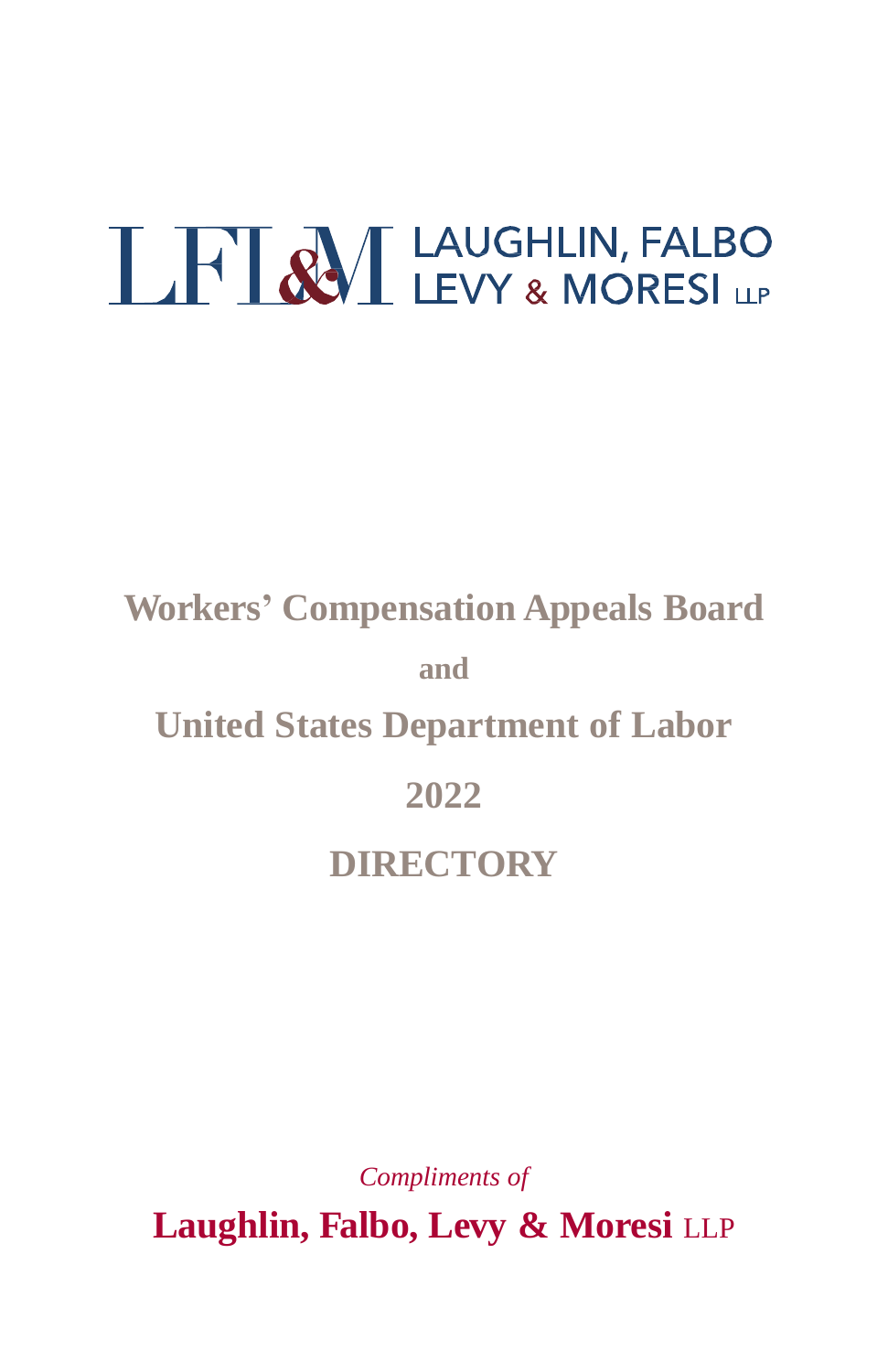LFL&M LAUGHLIN, FALBO LEVY & MORESI LLP

# Workers' Compensation Appeals Board

**and**

# United States Department of Labor

# 2022

# DIRECTORY

*Compliments of*

**Laughlin, Falbo, Levy & Moresi** LLP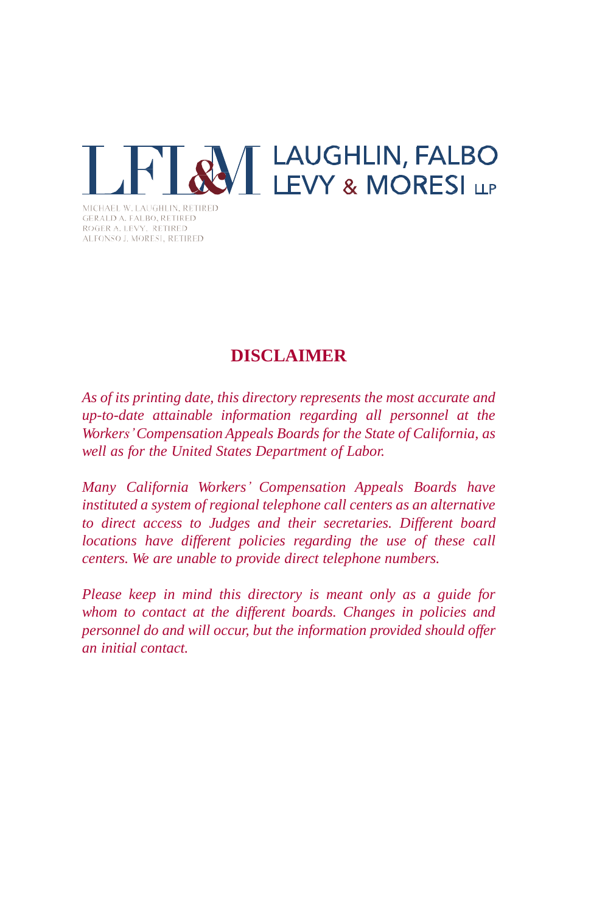LFL&M LAUGHLIN, FALBO LEVY & MORESI LLP

MICHAEL W. LAUGHLIN, RETIRED
GERALD A. FALBO, RETIRED
ROGER A. LEVY, RETIRED
ALFONSO J. MORESI, RETIRED

## DISCLAIMER

*As of its printing date, this directory represents the most accurate and up-to-date attainable information regarding all personnel at the Workers' Compensation Appeals Boards for the State of California, as well as for the United States Department of Labor.*

*Many California Workers' Compensation Appeals Boards have instituted a system of regional telephone call centers as an alternative to direct access to Judges and their secretaries. Different board locations have different policies regarding the use of these call centers. We are unable to provide direct telephone numbers.*

*Please keep in mind this directory is meant only as a guide for whom to contact at the different boards. Changes in policies and personnel do and will occur, but the information provided should offer an initial contact.*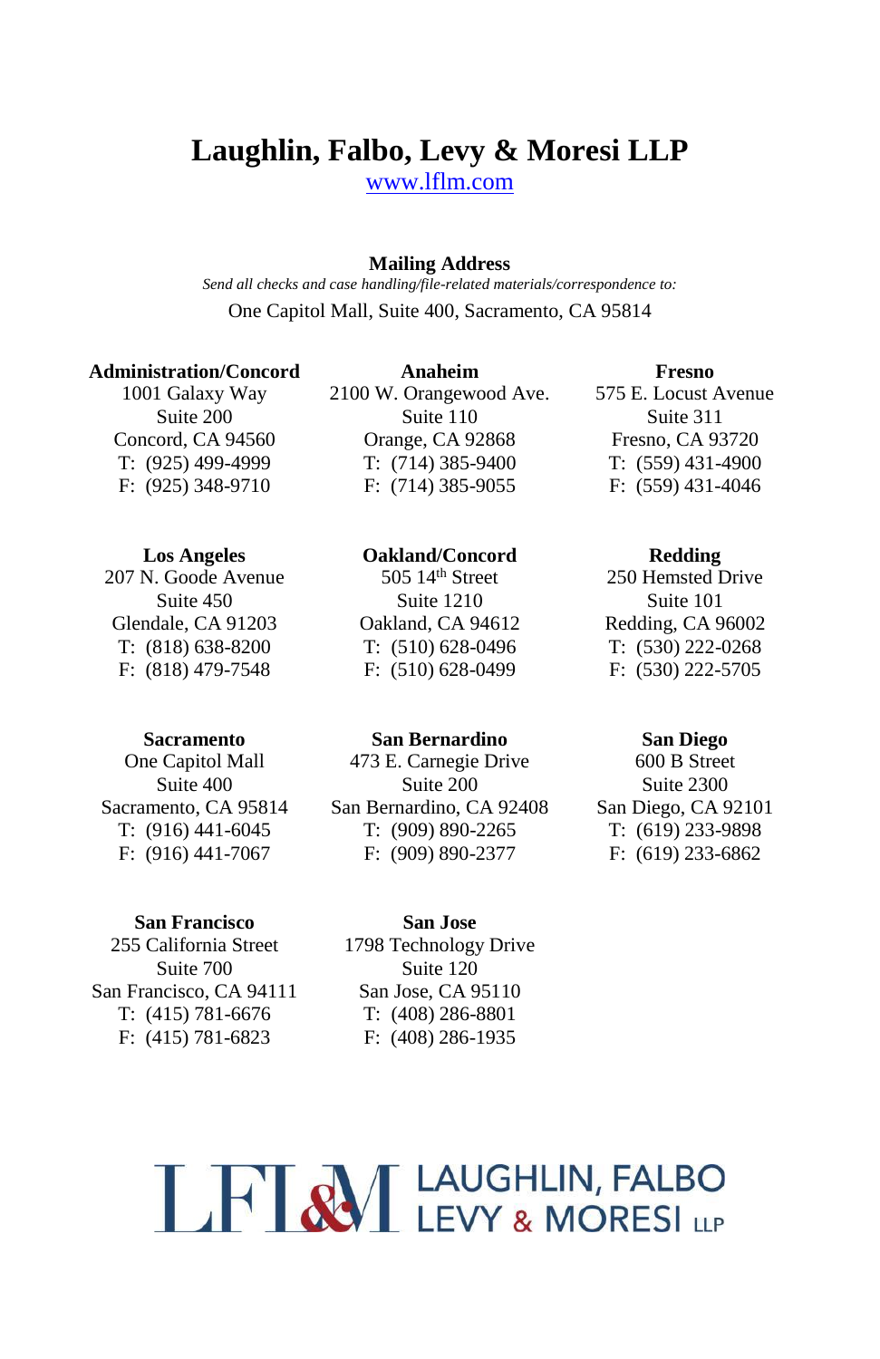# Laughlin, Falbo, Levy & Moresi LLP

www.lflm.com

**Mailing Address**

*Send all checks and case handling/file-related materials/correspondence to:*

One Capitol Mall, Suite 400, Sacramento, CA 95814

**Administration/Concord**
1001 Galaxy Way
Suite 200
Concord, CA 94560
T: (925) 499-4999
F: (925) 348-9710

**Anaheim**
2100 W. Orangewood Ave.
Suite 110
Orange, CA 92868
T: (714) 385-9400
F: (714) 385-9055

**Fresno**
575 E. Locust Avenue
Suite 311
Fresno, CA 93720
T: (559) 431-4900
F: (559) 431-4046

**Los Angeles**
207 N. Goode Avenue
Suite 450
Glendale, CA 91203
T: (818) 638-8200
F: (818) 479-7548

**Oakland/Concord**
505 14th Street
Suite 1210
Oakland, CA 94612
T: (510) 628-0496
F: (510) 628-0499

**Redding**
250 Hemsted Drive
Suite 101
Redding, CA 96002
T: (530) 222-0268
F: (530) 222-5705

**Sacramento**
One Capitol Mall
Suite 400
Sacramento, CA 95814
T: (916) 441-6045
F: (916) 441-7067

**San Bernardino**
473 E. Carnegie Drive
Suite 200
San Bernardino, CA 92408
T: (909) 890-2265
F: (909) 890-2377

**San Diego**
600 B Street
Suite 2300
San Diego, CA 92101
T: (619) 233-9898
F: (619) 233-6862

**San Francisco**
255 California Street
Suite 700
San Francisco, CA 94111
T: (415) 781-6676
F: (415) 781-6823

**San Jose**
1798 Technology Drive
Suite 120
San Jose, CA 95110
T: (408) 286-8801
F: (408) 286-1935

LFL&M LAUGHLIN, FALBO LEVY & MORESI LLP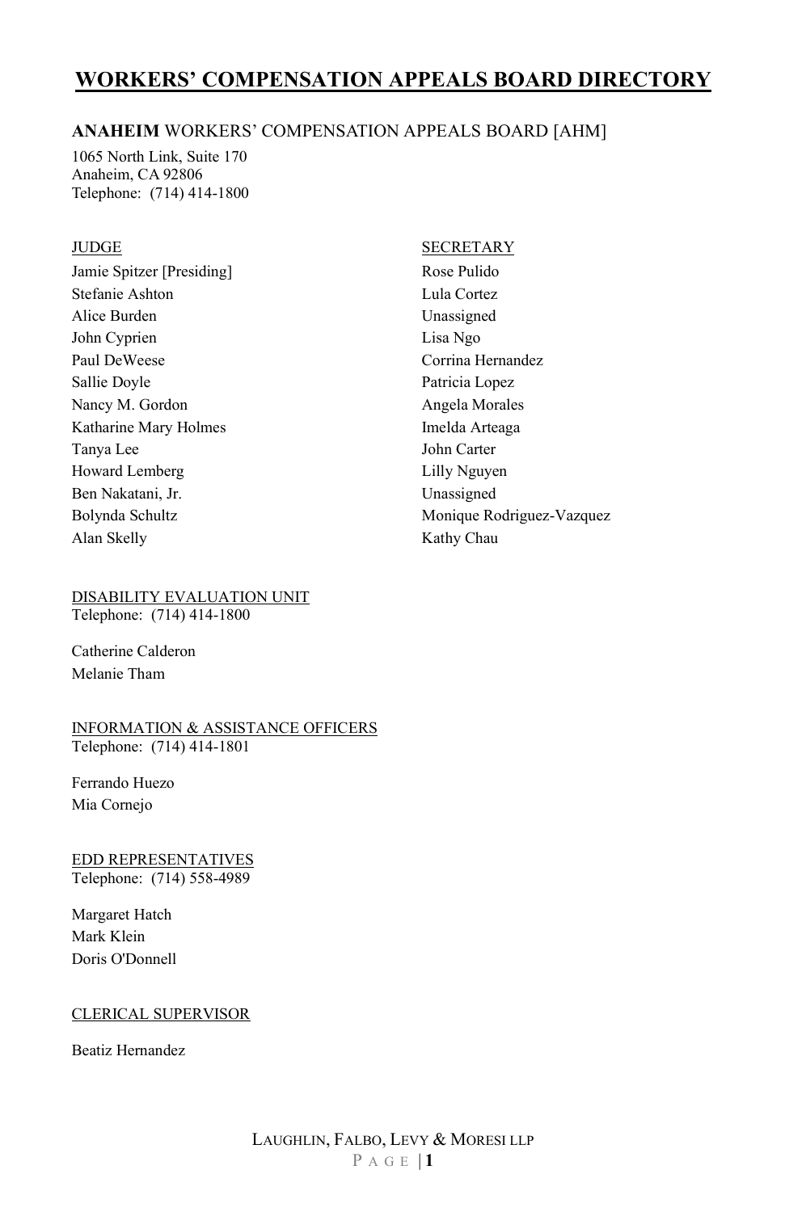# WORKERS' COMPENSATION APPEALS BOARD DIRECTORY

## **ANAHEIM** WORKERS' COMPENSATION APPEALS BOARD [AHM]

1065 North Link, Suite 170
Anaheim, CA 92806
Telephone: (714) 414-1800

| JUDGE | SECRETARY |
|---|---|
| Jamie Spitzer [Presiding] | Rose Pulido |
| Stefanie Ashton | Lula Cortez |
| Alice Burden | Unassigned |
| John Cyprien | Lisa Ngo |
| Paul DeWeese | Corrina Hernandez |
| Sallie Doyle | Patricia Lopez |
| Nancy M. Gordon | Angela Morales |
| Katharine Mary Holmes | Imelda Arteaga |
| Tanya Lee | John Carter |
| Howard Lemberg | Lilly Nguyen |
| Ben Nakatani, Jr. | Unassigned |
| Bolynda Schultz | Monique Rodriguez-Vazquez |
| Alan Skelly | Kathy Chau |

DISABILITY EVALUATION UNIT
Telephone: (714) 414-1800

Catherine Calderon
Melanie Tham

INFORMATION & ASSISTANCE OFFICERS
Telephone: (714) 414-1801

Ferrando Huezo
Mia Cornejo

EDD REPRESENTATIVES
Telephone: (714) 558-4989

Margaret Hatch
Mark Klein
Doris O'Donnell

CLERICAL SUPERVISOR

Beatiz Hernandez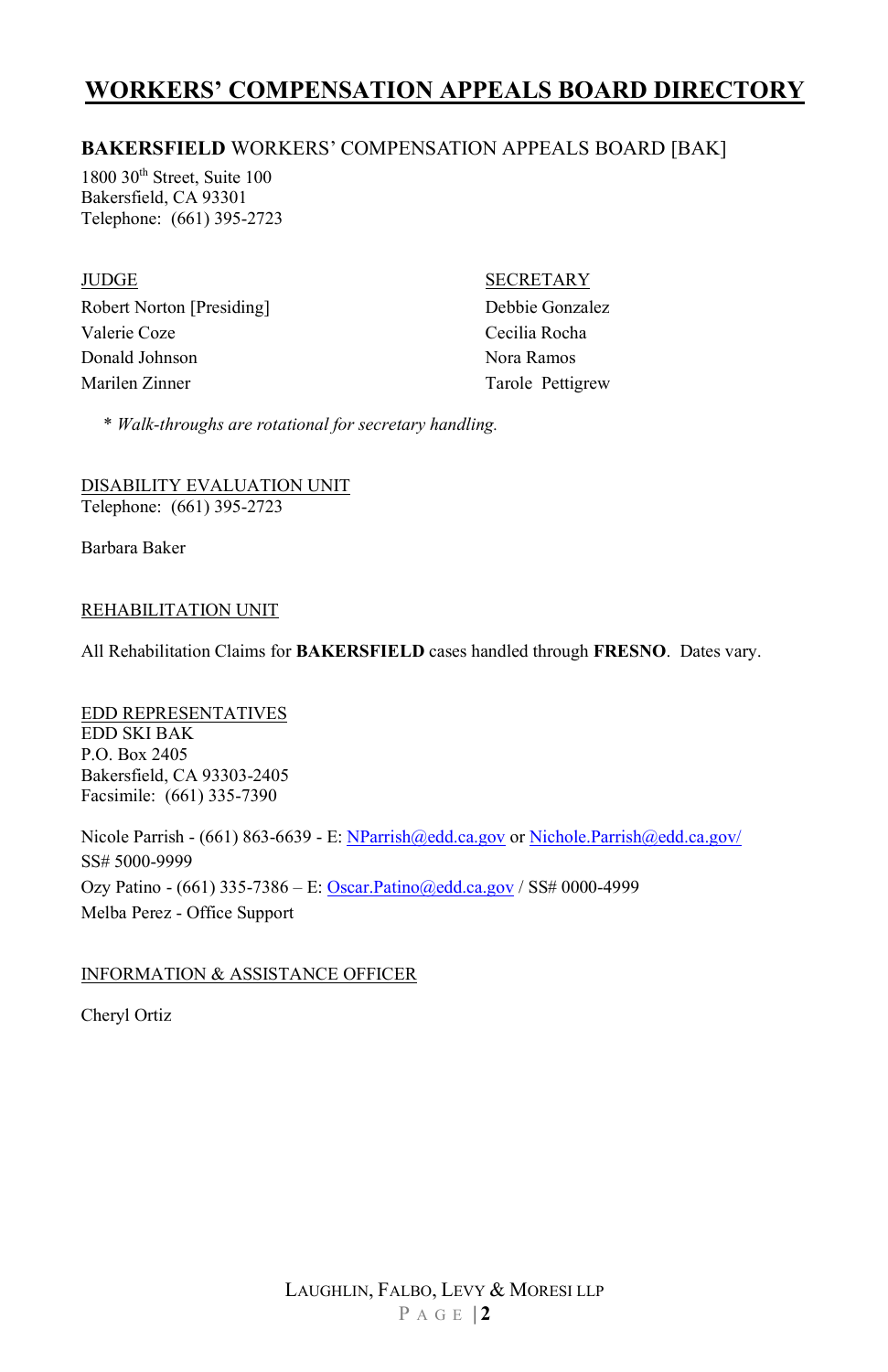# WORKERS' COMPENSATION APPEALS BOARD DIRECTORY

## **BAKERSFIELD** WORKERS' COMPENSATION APPEALS BOARD [BAK]

1800 30th Street, Suite 100
Bakersfield, CA 93301
Telephone: (661) 395-2723

| JUDGE | SECRETARY |
| --- | --- |
| Robert Norton [Presiding] | Debbie Gonzalez |
| Valerie Coze | Cecilia Rocha |
| Donald Johnson | Nora Ramos |
| Marilen Zinner | Tarole Pettigrew |

\* *Walk-throughs are rotational for secretary handling.*

DISABILITY EVALUATION UNIT
Telephone: (661) 395-2723

Barbara Baker

REHABILITATION UNIT

All Rehabilitation Claims for **BAKERSFIELD** cases handled through **FRESNO**. Dates vary.

EDD REPRESENTATIVES
EDD SKI BAK
P.O. Box 2405
Bakersfield, CA 93303-2405
Facsimile: (661) 335-7390

Nicole Parrish - (661) 863-6639 - E: NParrish@edd.ca.gov or Nichole.Parrish@edd.ca.gov/
SS# 5000-9999
Ozy Patino - (661) 335-7386 – E: Oscar.Patino@edd.ca.gov / SS# 0000-4999
Melba Perez - Office Support

INFORMATION & ASSISTANCE OFFICER

Cheryl Ortiz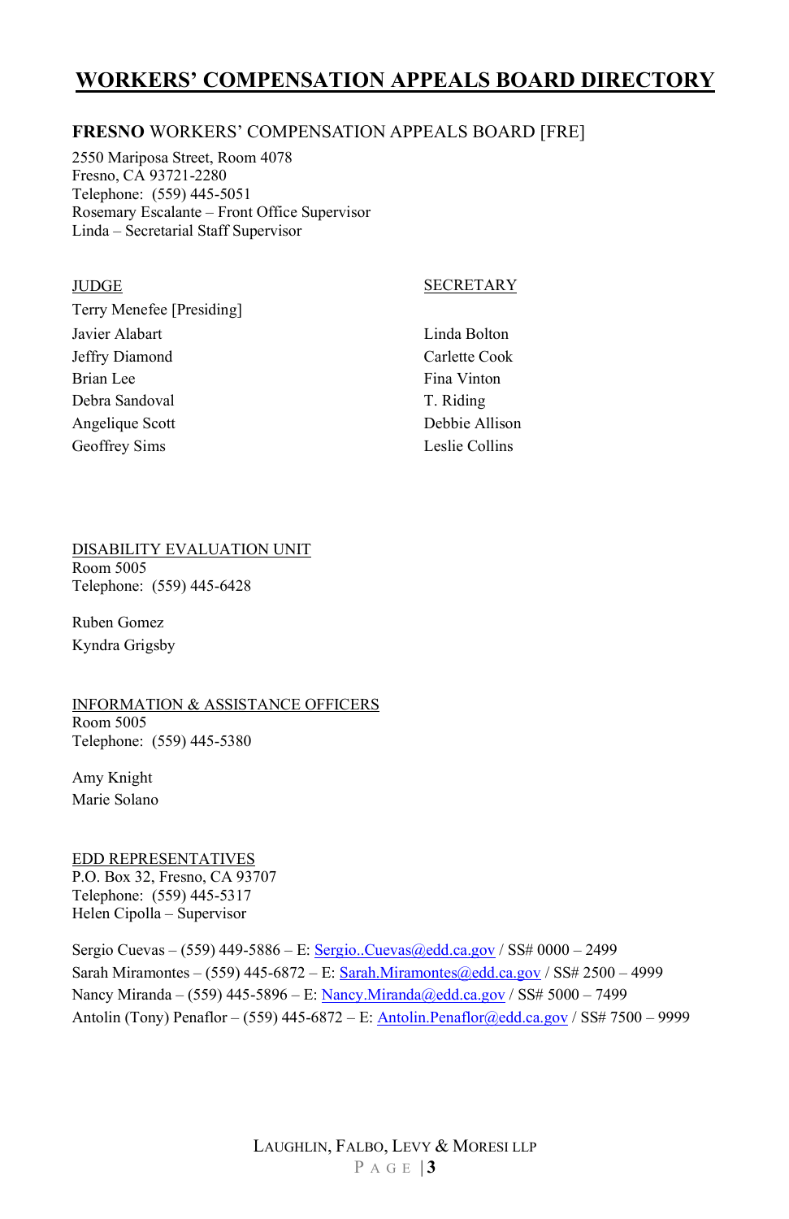# WORKERS' COMPENSATION APPEALS BOARD DIRECTORY

## **FRESNO** WORKERS' COMPENSATION APPEALS BOARD [FRE]

2550 Mariposa Street, Room 4078
Fresno, CA 93721-2280
Telephone: (559) 445-5051
Rosemary Escalante – Front Office Supervisor
Linda – Secretarial Staff Supervisor

| JUDGE | SECRETARY |
|---|---|
| Terry Menefee [Presiding] | |
| Javier Alabart | Linda Bolton |
| Jeffry Diamond | Carlette Cook |
| Brian Lee | Fina Vinton |
| Debra Sandoval | T. Riding |
| Angelique Scott | Debbie Allison |
| Geoffrey Sims | Leslie Collins |

### DISABILITY EVALUATION UNIT

Room 5005
Telephone: (559) 445-6428

Ruben Gomez
Kyndra Grigsby

### INFORMATION & ASSISTANCE OFFICERS

Room 5005
Telephone: (559) 445-5380

Amy Knight
Marie Solano

### EDD REPRESENTATIVES

P.O. Box 32, Fresno, CA 93707
Telephone: (559) 445-5317
Helen Cipolla – Supervisor

Sergio Cuevas – (559) 449-5886 – E: Sergio..Cuevas@edd.ca.gov / SS# 0000 – 2499
Sarah Miramontes – (559) 445-6872 – E: Sarah.Miramontes@edd.ca.gov / SS# 2500 – 4999
Nancy Miranda – (559) 445-5896 – E: Nancy.Miranda@edd.ca.gov / SS# 5000 – 7499
Antolin (Tony) Penaflor – (559) 445-6872 – E: Antolin.Penaflor@edd.ca.gov / SS# 7500 – 9999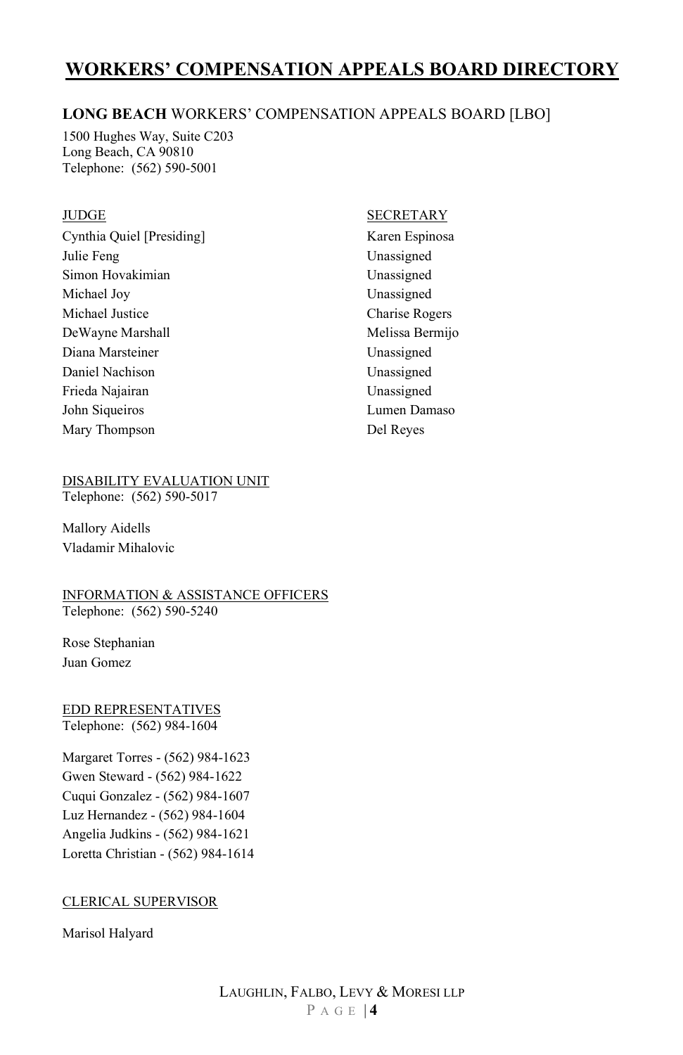# WORKERS' COMPENSATION APPEALS BOARD DIRECTORY

## LONG BEACH WORKERS' COMPENSATION APPEALS BOARD [LBO]

1500 Hughes Way, Suite C203
Long Beach, CA 90810
Telephone: (562) 590-5001

| JUDGE | SECRETARY |
| --- | --- |
| Cynthia Quiel [Presiding] | Karen Espinosa |
| Julie Feng | Unassigned |
| Simon Hovakimian | Unassigned |
| Michael Joy | Unassigned |
| Michael Justice | Charise Rogers |
| DeWayne Marshall | Melissa Bermijo |
| Diana Marsteiner | Unassigned |
| Daniel Nachison | Unassigned |
| Frieda Najairan | Unassigned |
| John Siqueiros | Lumen Damaso |
| Mary Thompson | Del Reyes |

DISABILITY EVALUATION UNIT
Telephone: (562) 590-5017

Mallory Aidells
Vladamir Mihalovic

INFORMATION & ASSISTANCE OFFICERS
Telephone: (562) 590-5240

Rose Stephanian
Juan Gomez

EDD REPRESENTATIVES
Telephone: (562) 984-1604

Margaret Torres - (562) 984-1623
Gwen Steward - (562) 984-1622
Cuqui Gonzalez - (562) 984-1607
Luz Hernandez - (562) 984-1604
Angelia Judkins - (562) 984-1621
Loretta Christian - (562) 984-1614

CLERICAL SUPERVISOR

Marisol Halyard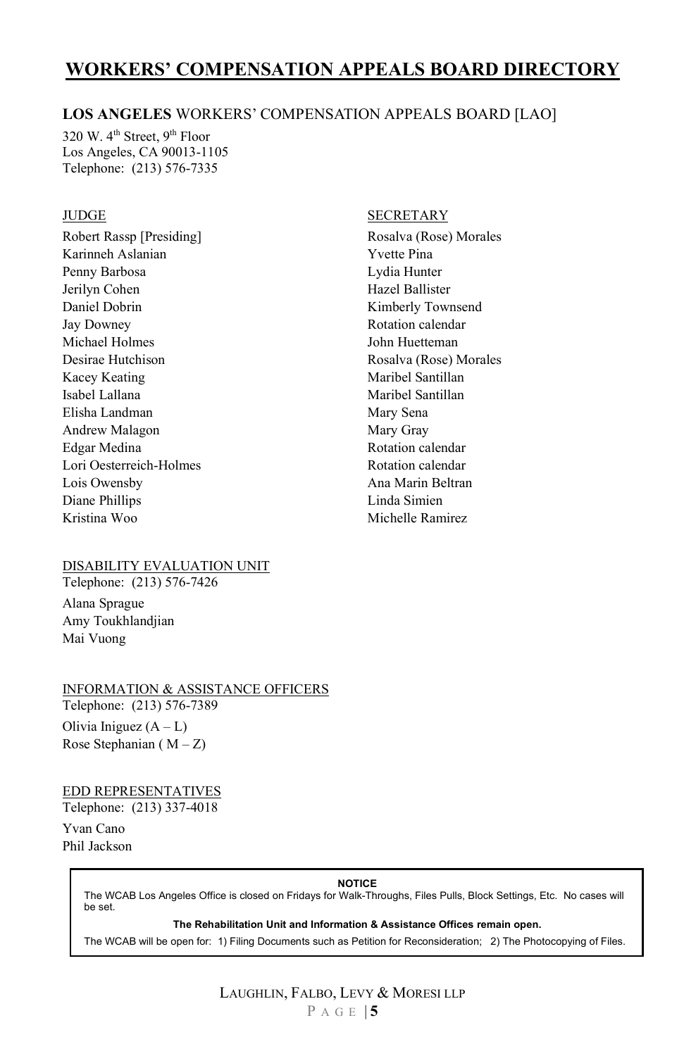# WORKERS' COMPENSATION APPEALS BOARD DIRECTORY

## **LOS ANGELES** WORKERS' COMPENSATION APPEALS BOARD [LAO]

320 W. 4th Street, 9th Floor
Los Angeles, CA 90013-1105
Telephone: (213) 576-7335

| JUDGE | SECRETARY |
| --- | --- |
| Robert Rassp [Presiding] | Rosalva (Rose) Morales |
| Karinneh Aslanian | Yvette Pina |
| Penny Barbosa | Lydia Hunter |
| Jerilyn Cohen | Hazel Ballister |
| Daniel Dobrin | Kimberly Townsend |
| Jay Downey | Rotation calendar |
| Michael Holmes | John Huetteman |
| Desirae Hutchison | Rosalva (Rose) Morales |
| Kacey Keating | Maribel Santillan |
| Isabel Lallana | Maribel Santillan |
| Elisha Landman | Mary Sena |
| Andrew Malagon | Mary Gray |
| Edgar Medina | Rotation calendar |
| Lori Oesterreich-Holmes | Rotation calendar |
| Lois Owensby | Ana Marin Beltran |
| Diane Phillips | Linda Simien |
| Kristina Woo | Michelle Ramirez |

DISABILITY EVALUATION UNIT
Telephone: (213) 576-7426

Alana Sprague
Amy Toukhlandjian
Mai Vuong

INFORMATION & ASSISTANCE OFFICERS
Telephone: (213) 576-7389

Olivia Iniguez (A – L)
Rose Stephanian ( M – Z)

EDD REPRESENTATIVES
Telephone: (213) 337-4018

Yvan Cano
Phil Jackson

**NOTICE**

The WCAB Los Angeles Office is closed on Fridays for Walk-Throughs, Files Pulls, Block Settings, Etc. No cases will be set.

**The Rehabilitation Unit and Information & Assistance Offices remain open.**

The WCAB will be open for: 1) Filing Documents such as Petition for Reconsideration; 2) The Photocopying of Files.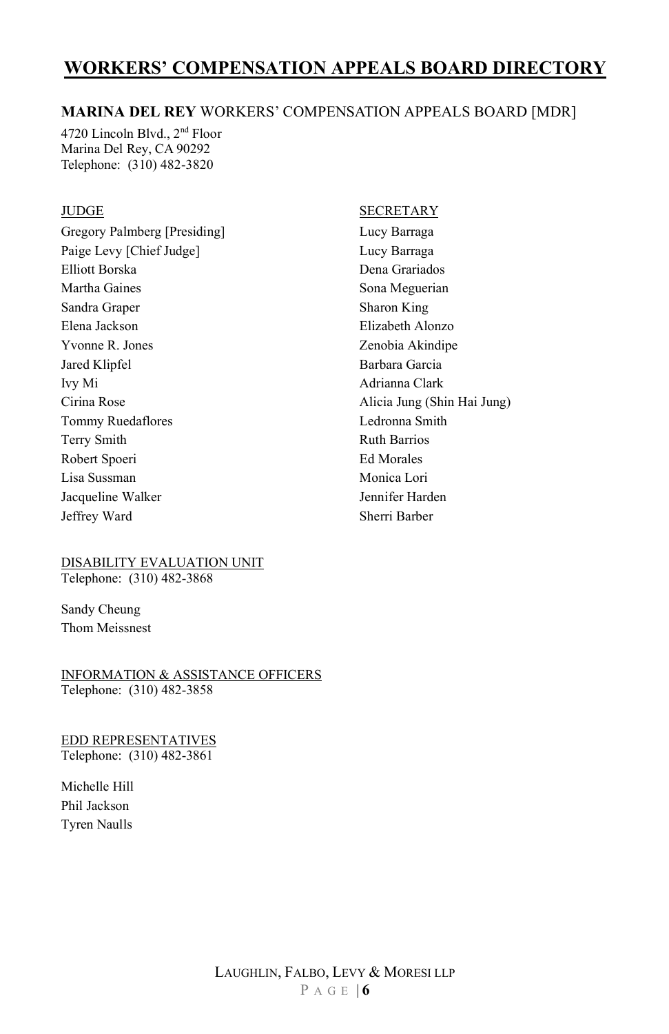# WORKERS' COMPENSATION APPEALS BOARD DIRECTORY

## MARINA DEL REY WORKERS' COMPENSATION APPEALS BOARD [MDR]

4720 Lincoln Blvd., 2nd Floor
Marina Del Rey, CA 90292
Telephone: (310) 482-3820

| JUDGE | SECRETARY |
|---|---|
| Gregory Palmberg [Presiding] | Lucy Barraga |
| Paige Levy [Chief Judge] | Lucy Barraga |
| Elliott Borska | Dena Grariados |
| Martha Gaines | Sona Meguerian |
| Sandra Graper | Sharon King |
| Elena Jackson | Elizabeth Alonzo |
| Yvonne R. Jones | Zenobia Akindipe |
| Jared Klipfel | Barbara Garcia |
| Ivy Mi | Adrianna Clark |
| Cirina Rose | Alicia Jung (Shin Hai Jung) |
| Tommy Ruedaflores | Ledronna Smith |
| Terry Smith | Ruth Barrios |
| Robert Spoeri | Ed Morales |
| Lisa Sussman | Monica Lori |
| Jacqueline Walker | Jennifer Harden |
| Jeffrey Ward | Sherri Barber |

DISABILITY EVALUATION UNIT
Telephone: (310) 482-3868

Sandy Cheung
Thom Meissnest

INFORMATION & ASSISTANCE OFFICERS
Telephone: (310) 482-3858

EDD REPRESENTATIVES
Telephone: (310) 482-3861

Michelle Hill
Phil Jackson
Tyren Naulls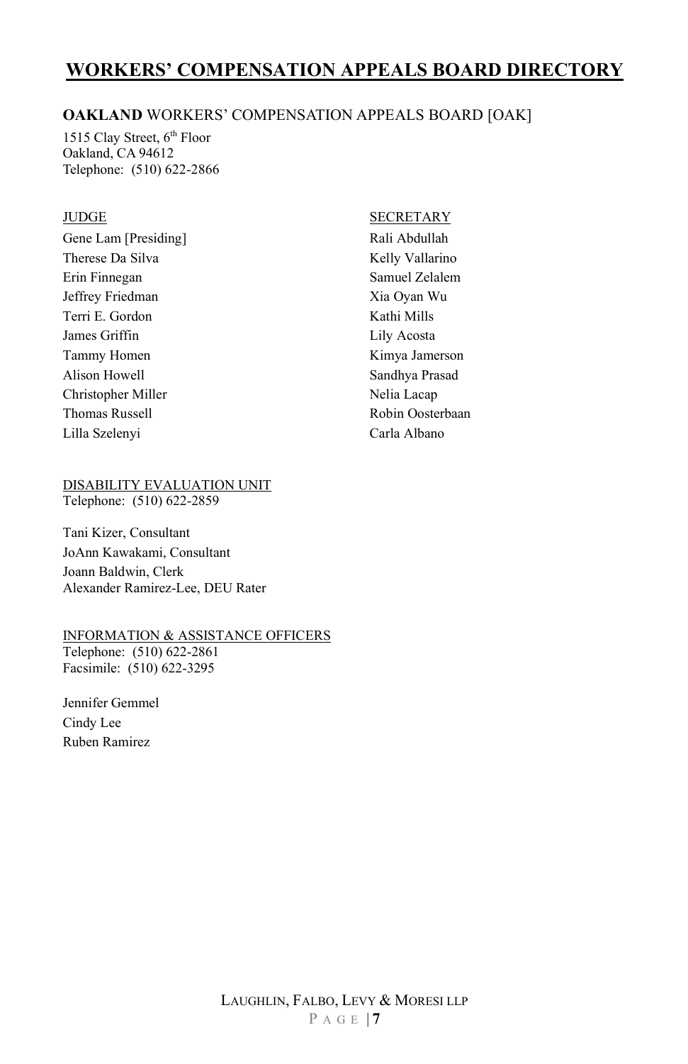# WORKERS' COMPENSATION APPEALS BOARD DIRECTORY

**OAKLAND** WORKERS' COMPENSATION APPEALS BOARD [OAK]

1515 Clay Street, 6th Floor
Oakland, CA 94612
Telephone: (510) 622-2866

| JUDGE | SECRETARY |
| --- | --- |
| Gene Lam [Presiding] | Rali Abdullah |
| Therese Da Silva | Kelly Vallarino |
| Erin Finnegan | Samuel Zelalem |
| Jeffrey Friedman | Xia Oyan Wu |
| Terri E. Gordon | Kathi Mills |
| James Griffin | Lily Acosta |
| Tammy Homen | Kimya Jamerson |
| Alison Howell | Sandhya Prasad |
| Christopher Miller | Nelia Lacap |
| Thomas Russell | Robin Oosterbaan |
| Lilla Szelenyi | Carla Albano |

DISABILITY EVALUATION UNIT
Telephone: (510) 622-2859

Tani Kizer, Consultant
JoAnn Kawakami, Consultant
Joann Baldwin, Clerk
Alexander Ramirez-Lee, DEU Rater

INFORMATION & ASSISTANCE OFFICERS
Telephone: (510) 622-2861
Facsimile: (510) 622-3295

Jennifer Gemmel
Cindy Lee
Ruben Ramirez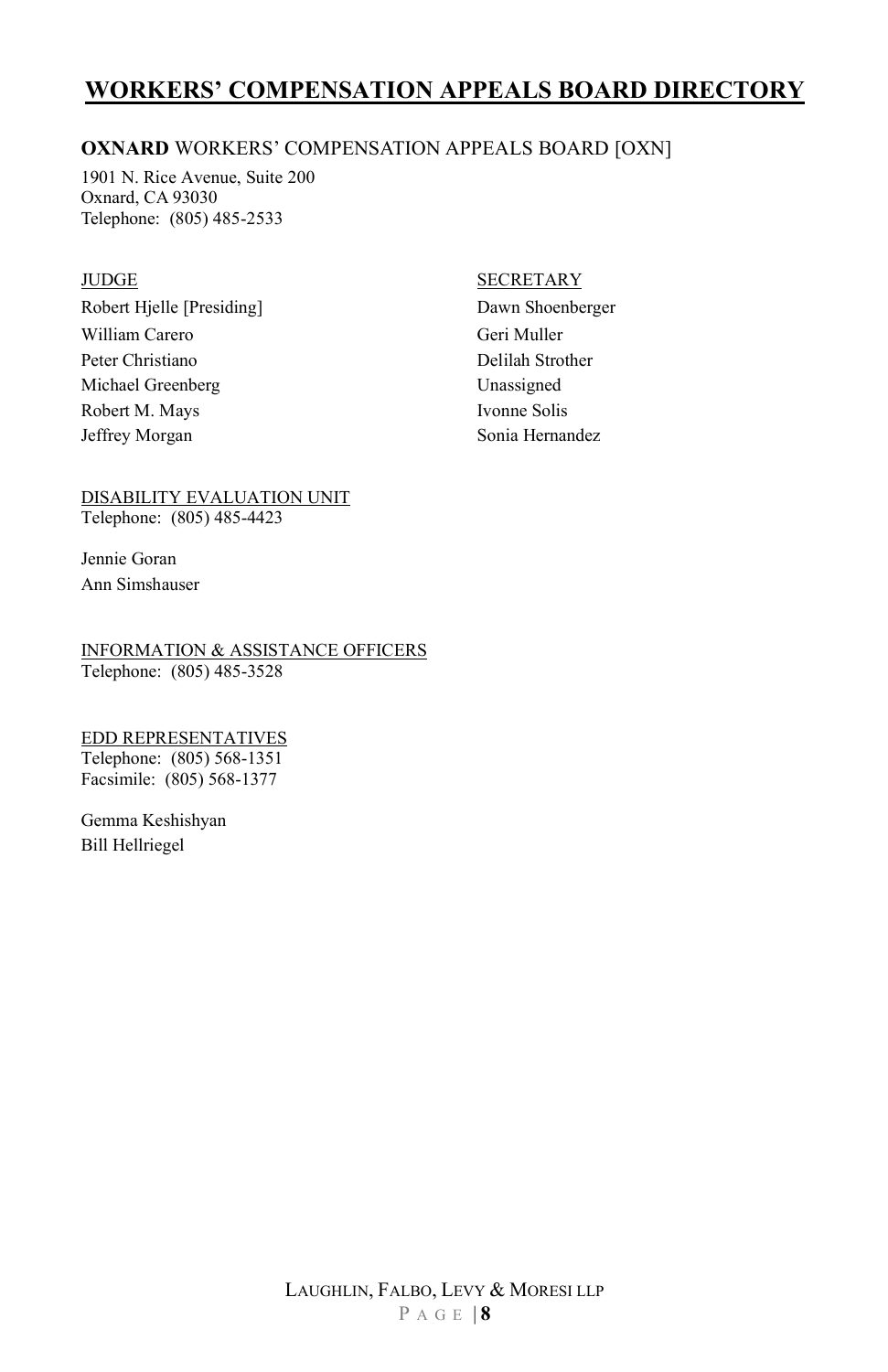# WORKERS' COMPENSATION APPEALS BOARD DIRECTORY

**OXNARD** WORKERS' COMPENSATION APPEALS BOARD [OXN]

1901 N. Rice Avenue, Suite 200
Oxnard, CA 93030
Telephone: (805) 485-2533

| JUDGE | SECRETARY |
|---|---|
| Robert Hjelle [Presiding] | Dawn Shoenberger |
| William Carero | Geri Muller |
| Peter Christiano | Delilah Strother |
| Michael Greenberg | Unassigned |
| Robert M. Mays | Ivonne Solis |
| Jeffrey Morgan | Sonia Hernandez |

DISABILITY EVALUATION UNIT
Telephone: (805) 485-4423

Jennie Goran
Ann Simshauser

INFORMATION & ASSISTANCE OFFICERS
Telephone: (805) 485-3528

EDD REPRESENTATIVES
Telephone: (805) 568-1351
Facsimile: (805) 568-1377

Gemma Keshishyan
Bill Hellriegel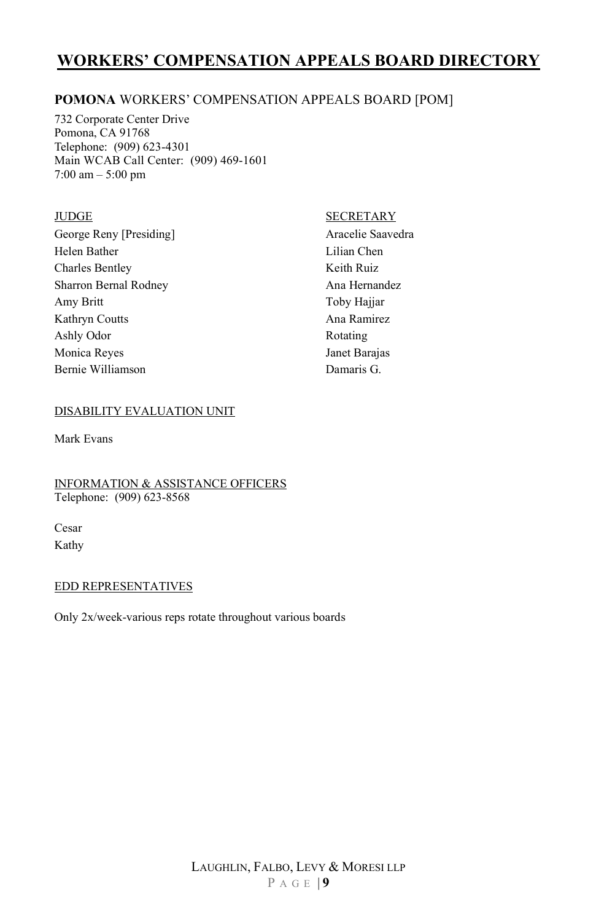# WORKERS' COMPENSATION APPEALS BOARD DIRECTORY

**POMONA** WORKERS' COMPENSATION APPEALS BOARD [POM]

732 Corporate Center Drive
Pomona, CA 91768
Telephone: (909) 623-4301
Main WCAB Call Center: (909) 469-1601
7:00 am – 5:00 pm

| JUDGE | SECRETARY |
|---|---|
| George Reny [Presiding] | Aracelie Saavedra |
| Helen Bather | Lilian Chen |
| Charles Bentley | Keith Ruiz |
| Sharron Bernal Rodney | Ana Hernandez |
| Amy Britt | Toby Hajjar |
| Kathryn Coutts | Ana Ramirez |
| Ashly Odor | Rotating |
| Monica Reyes | Janet Barajas |
| Bernie Williamson | Damaris G. |

DISABILITY EVALUATION UNIT

Mark Evans

INFORMATION & ASSISTANCE OFFICERS
Telephone: (909) 623-8568

Cesar
Kathy

EDD REPRESENTATIVES

Only 2x/week-various reps rotate throughout various boards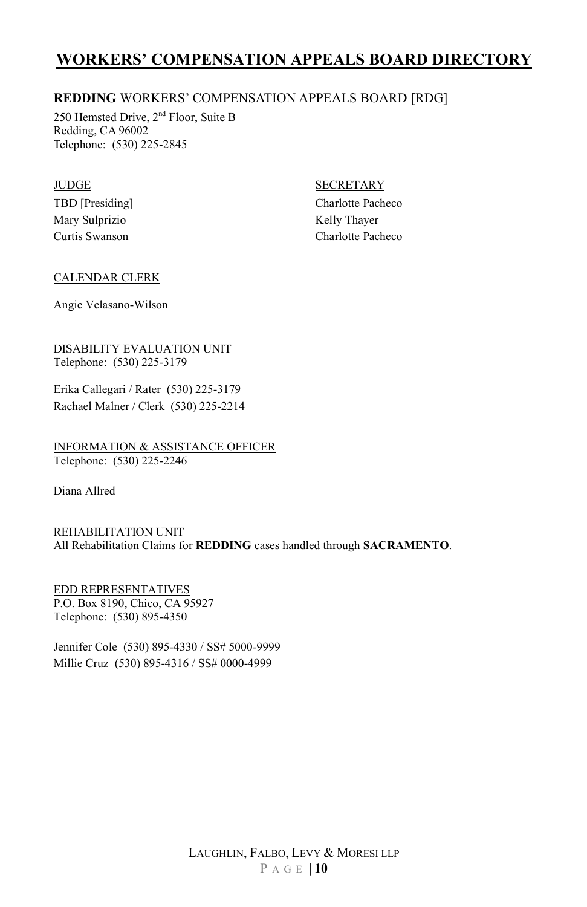# WORKERS' COMPENSATION APPEALS BOARD DIRECTORY

**REDDING** WORKERS' COMPENSATION APPEALS BOARD [RDG]

250 Hemsted Drive, 2nd Floor, Suite B
Redding, CA 96002
Telephone: (530) 225-2845

| JUDGE | SECRETARY |
| --- | --- |
| TBD [Presiding] | Charlotte Pacheco |
| Mary Sulprizio | Kelly Thayer |
| Curtis Swanson | Charlotte Pacheco |

CALENDAR CLERK

Angie Velasano-Wilson

DISABILITY EVALUATION UNIT
Telephone: (530) 225-3179

Erika Callegari / Rater (530) 225-3179
Rachael Malner / Clerk (530) 225-2214

INFORMATION & ASSISTANCE OFFICER
Telephone: (530) 225-2246

Diana Allred

REHABILITATION UNIT
All Rehabilitation Claims for **REDDING** cases handled through **SACRAMENTO**.

EDD REPRESENTATIVES
P.O. Box 8190, Chico, CA 95927
Telephone: (530) 895-4350

Jennifer Cole (530) 895-4330 / SS# 5000-9999
Millie Cruz (530) 895-4316 / SS# 0000-4999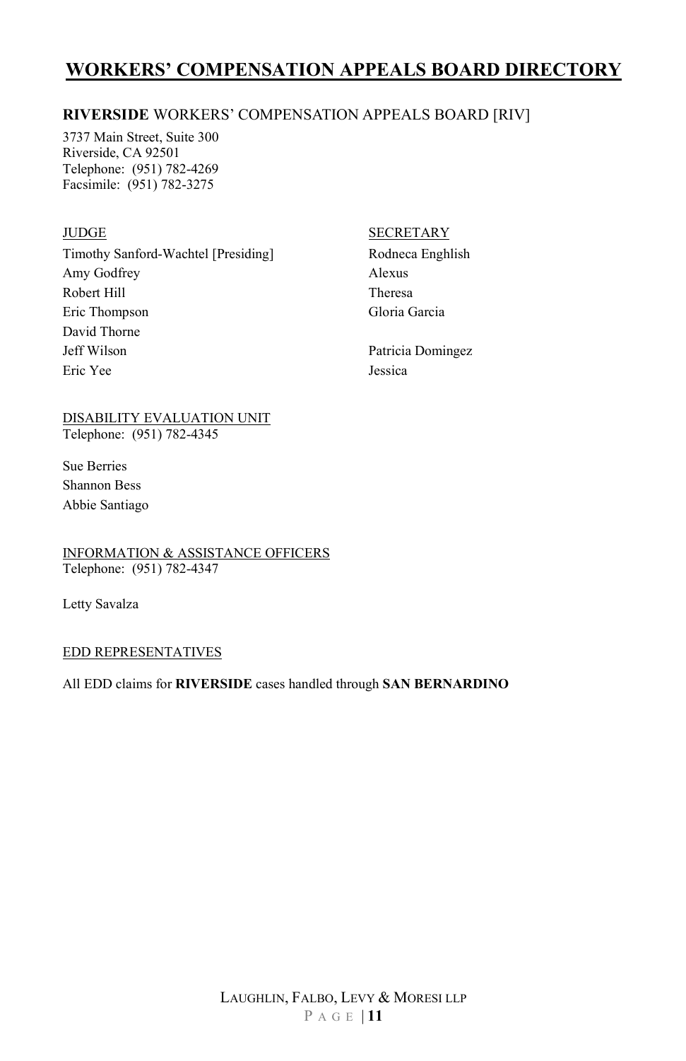# WORKERS' COMPENSATION APPEALS BOARD DIRECTORY

## **RIVERSIDE** WORKERS' COMPENSATION APPEALS BOARD [RIV]

3737 Main Street, Suite 300
Riverside, CA 92501
Telephone: (951) 782-4269
Facsimile: (951) 782-3275

| JUDGE | SECRETARY |
|---|---|
| Timothy Sanford-Wachtel [Presiding] | Rodneca Enghlish |
| Amy Godfrey | Alexus |
| Robert Hill | Theresa |
| Eric Thompson | Gloria Garcia |
| David Thorne | |
| Jeff Wilson | Patricia Domingez |
| Eric Yee | Jessica |

DISABILITY EVALUATION UNIT
Telephone: (951) 782-4345

Sue Berries
Shannon Bess
Abbie Santiago

INFORMATION & ASSISTANCE OFFICERS
Telephone: (951) 782-4347

Letty Savalza

EDD REPRESENTATIVES

All EDD claims for **RIVERSIDE** cases handled through **SAN BERNARDINO**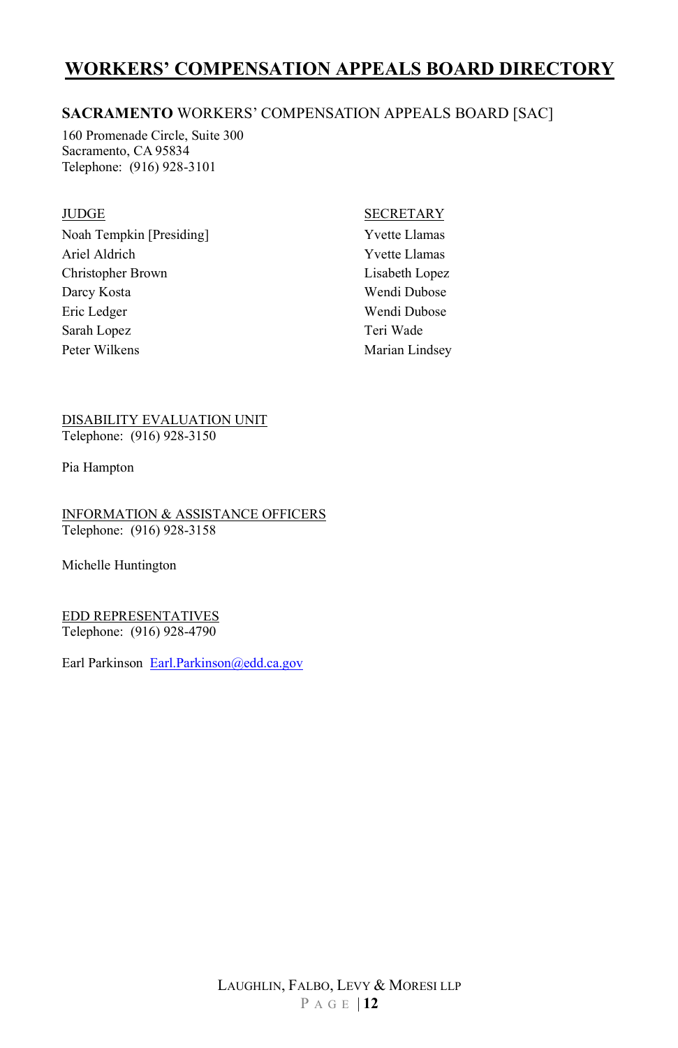# WORKERS' COMPENSATION APPEALS BOARD DIRECTORY

## **SACRAMENTO** WORKERS' COMPENSATION APPEALS BOARD [SAC]

160 Promenade Circle, Suite 300
Sacramento, CA 95834
Telephone: (916) 928-3101

| JUDGE | SECRETARY |
| --- | --- |
| Noah Tempkin [Presiding] | Yvette Llamas |
| Ariel Aldrich | Yvette Llamas |
| Christopher Brown | Lisabeth Lopez |
| Darcy Kosta | Wendi Dubose |
| Eric Ledger | Wendi Dubose |
| Sarah Lopez | Teri Wade |
| Peter Wilkens | Marian Lindsey |

DISABILITY EVALUATION UNIT
Telephone: (916) 928-3150

Pia Hampton

INFORMATION & ASSISTANCE OFFICERS
Telephone: (916) 928-3158

Michelle Huntington

EDD REPRESENTATIVES
Telephone: (916) 928-4790

Earl Parkinson Earl.Parkinson@edd.ca.gov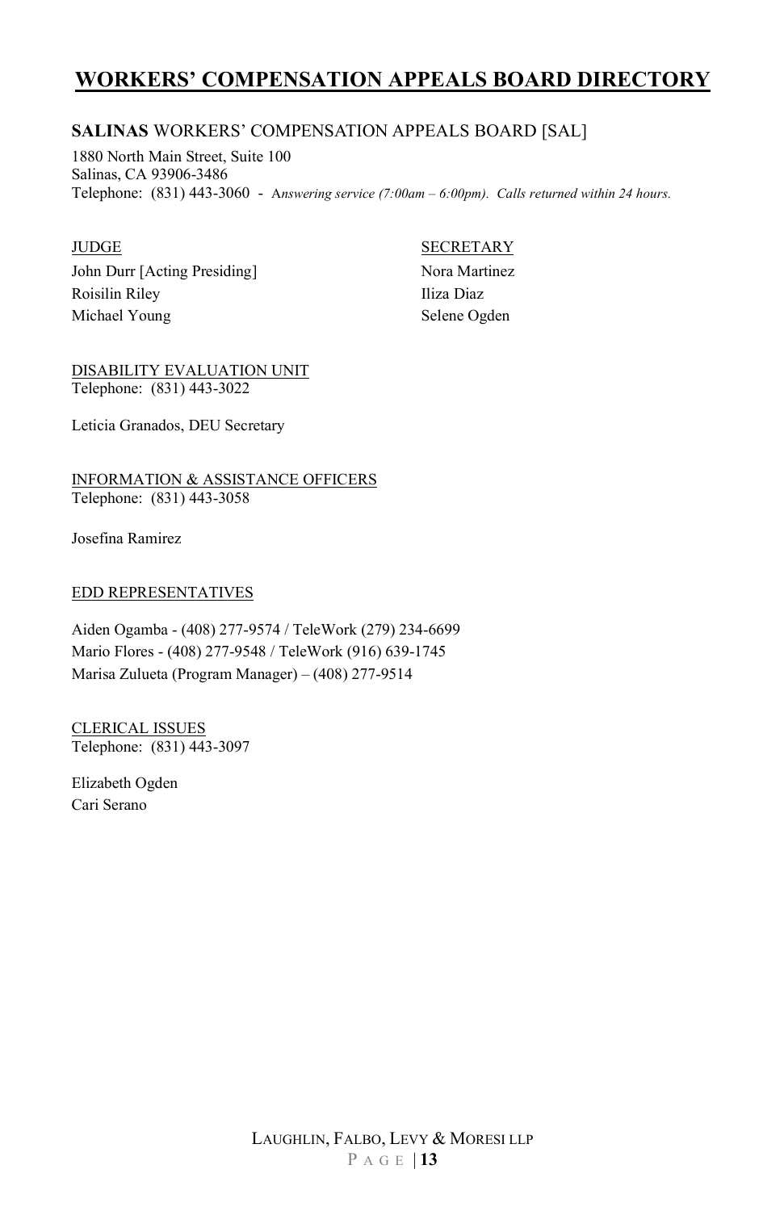# WORKERS' COMPENSATION APPEALS BOARD DIRECTORY

**SALINAS** WORKERS' COMPENSATION APPEALS BOARD [SAL]

1880 North Main Street, Suite 100
Salinas, CA 93906-3486
Telephone: (831) 443-3060 - *Answering service (7:00am – 6:00pm). Calls returned within 24 hours.*

| JUDGE | SECRETARY |
|---|---|
| John Durr [Acting Presiding] | Nora Martinez |
| Roisilin Riley | Iliza Diaz |
| Michael Young | Selene Ogden |

DISABILITY EVALUATION UNIT
Telephone: (831) 443-3022

Leticia Granados, DEU Secretary

INFORMATION & ASSISTANCE OFFICERS
Telephone: (831) 443-3058

Josefina Ramirez

EDD REPRESENTATIVES

Aiden Ogamba - (408) 277-9574 / TeleWork (279) 234-6699
Mario Flores - (408) 277-9548 / TeleWork (916) 639-1745
Marisa Zulueta (Program Manager) – (408) 277-9514

CLERICAL ISSUES
Telephone: (831) 443-3097

Elizabeth Ogden
Cari Serano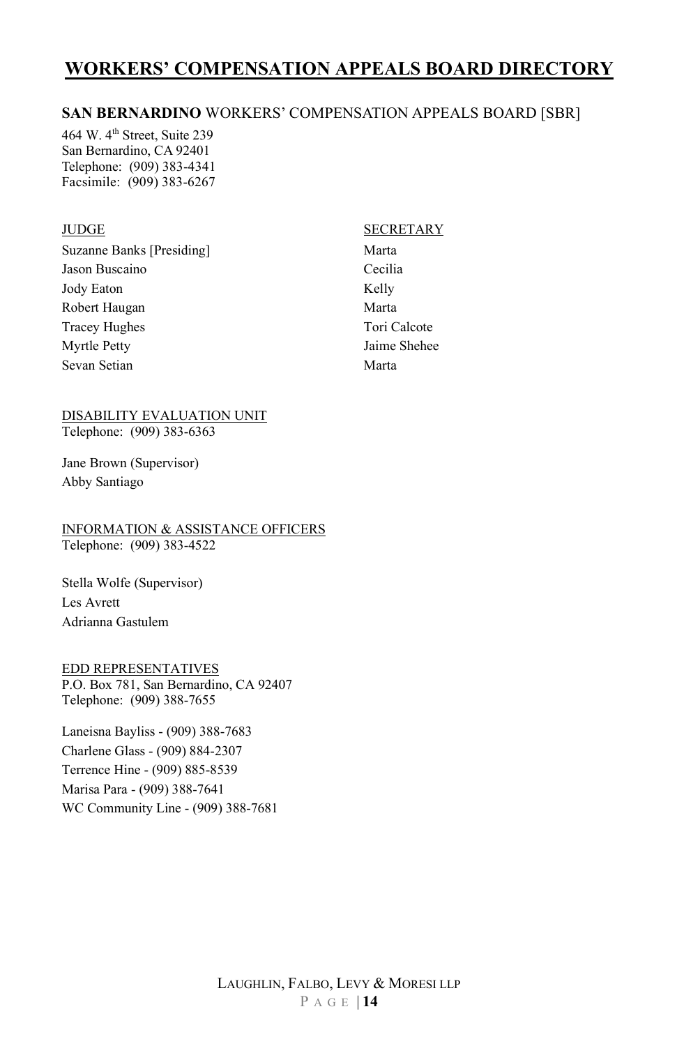# WORKERS' COMPENSATION APPEALS BOARD DIRECTORY

**SAN BERNARDINO** WORKERS' COMPENSATION APPEALS BOARD [SBR]

464 W. 4th Street, Suite 239
San Bernardino, CA 92401
Telephone: (909) 383-4341
Facsimile: (909) 383-6267

| JUDGE | SECRETARY |
|---|---|
| Suzanne Banks [Presiding] | Marta |
| Jason Buscaino | Cecilia |
| Jody Eaton | Kelly |
| Robert Haugan | Marta |
| Tracey Hughes | Tori Calcote |
| Myrtle Petty | Jaime Shehee |
| Sevan Setian | Marta |

DISABILITY EVALUATION UNIT
Telephone: (909) 383-6363

Jane Brown (Supervisor)
Abby Santiago

INFORMATION & ASSISTANCE OFFICERS
Telephone: (909) 383-4522

Stella Wolfe (Supervisor)
Les Avrett
Adrianna Gastulem

EDD REPRESENTATIVES
P.O. Box 781, San Bernardino, CA 92407
Telephone: (909) 388-7655

Laneisna Bayliss - (909) 388-7683
Charlene Glass - (909) 884-2307
Terrence Hine - (909) 885-8539
Marisa Para - (909) 388-7641
WC Community Line - (909) 388-7681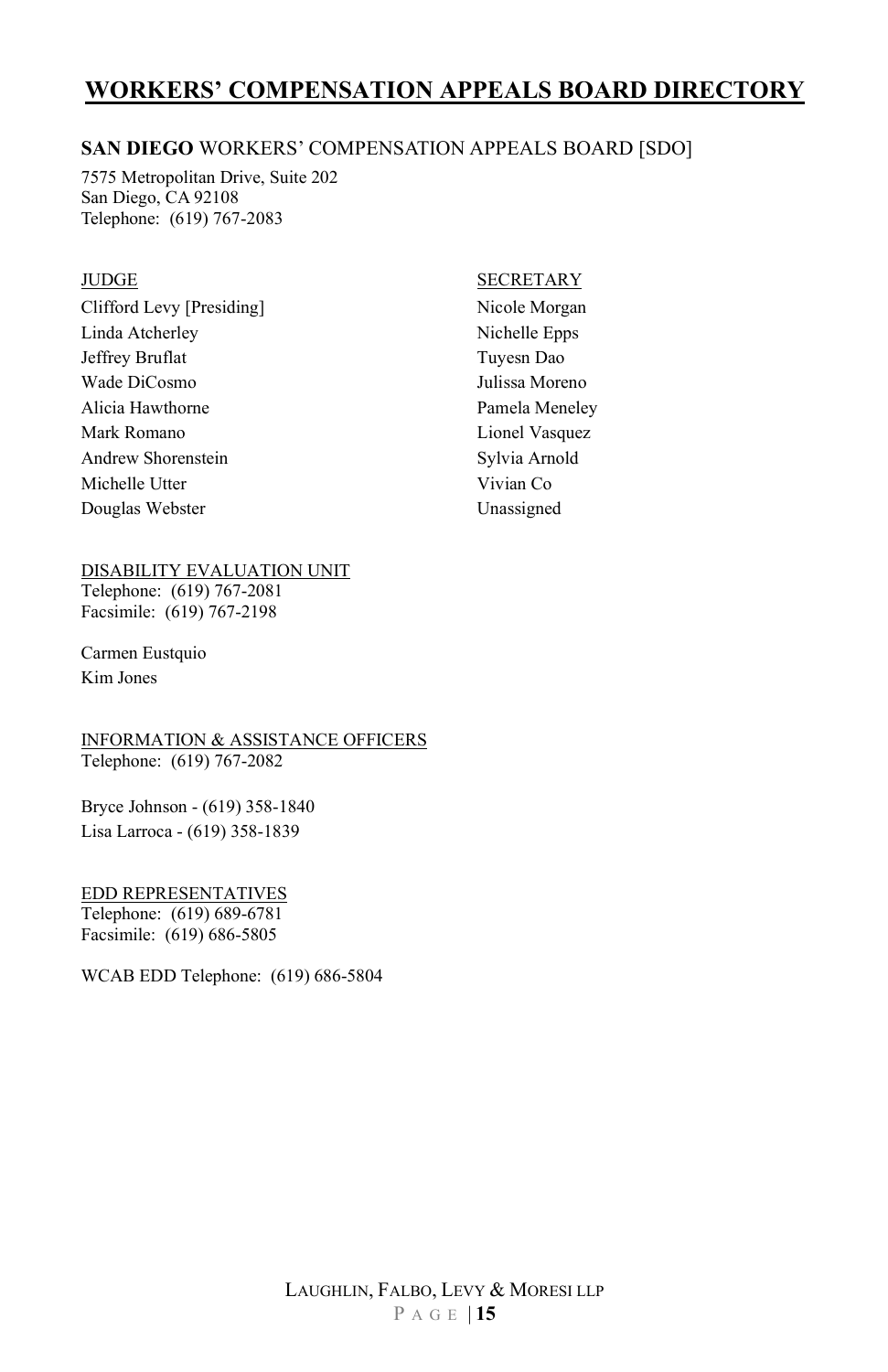# WORKERS' COMPENSATION APPEALS BOARD DIRECTORY

## **SAN DIEGO** WORKERS' COMPENSATION APPEALS BOARD [SDO]

7575 Metropolitan Drive, Suite 202
San Diego, CA 92108
Telephone: (619) 767-2083

| JUDGE | SECRETARY |
| --- | --- |
| Clifford Levy [Presiding] | Nicole Morgan |
| Linda Atcherley | Nichelle Epps |
| Jeffrey Bruflat | Tuyesn Dao |
| Wade DiCosmo | Julissa Moreno |
| Alicia Hawthorne | Pamela Meneley |
| Mark Romano | Lionel Vasquez |
| Andrew Shorenstein | Sylvia Arnold |
| Michelle Utter | Vivian Co |
| Douglas Webster | Unassigned |

DISABILITY EVALUATION UNIT
Telephone: (619) 767-2081
Facsimile: (619) 767-2198

Carmen Eustquio
Kim Jones

INFORMATION & ASSISTANCE OFFICERS
Telephone: (619) 767-2082

Bryce Johnson - (619) 358-1840
Lisa Larroca - (619) 358-1839

EDD REPRESENTATIVES
Telephone: (619) 689-6781
Facsimile: (619) 686-5805

WCAB EDD Telephone: (619) 686-5804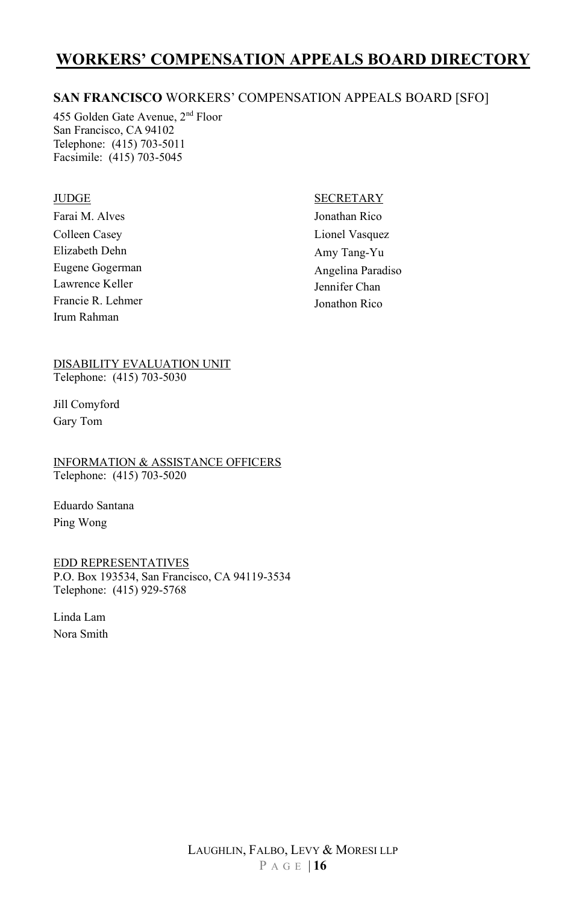# WORKERS' COMPENSATION APPEALS BOARD DIRECTORY

## **SAN FRANCISCO** WORKERS' COMPENSATION APPEALS BOARD [SFO]

455 Golden Gate Avenue, 2nd Floor
San Francisco, CA 94102
Telephone: (415) 703-5011
Facsimile: (415) 703-5045

| JUDGE | SECRETARY |
|---|---|
| Farai M. Alves | Jonathan Rico |
| Colleen Casey | Lionel Vasquez |
| Elizabeth Dehn | Amy Tang-Yu |
| Eugene Gogerman | Angelina Paradiso |
| Lawrence Keller | Jennifer Chan |
| Francie R. Lehmer | Jonathon Rico |
| Irum Rahman | |

DISABILITY EVALUATION UNIT
Telephone: (415) 703-5030

Jill Comyford
Gary Tom

INFORMATION & ASSISTANCE OFFICERS
Telephone: (415) 703-5020

Eduardo Santana
Ping Wong

EDD REPRESENTATIVES
P.O. Box 193534, San Francisco, CA 94119-3534
Telephone: (415) 929-5768

Linda Lam
Nora Smith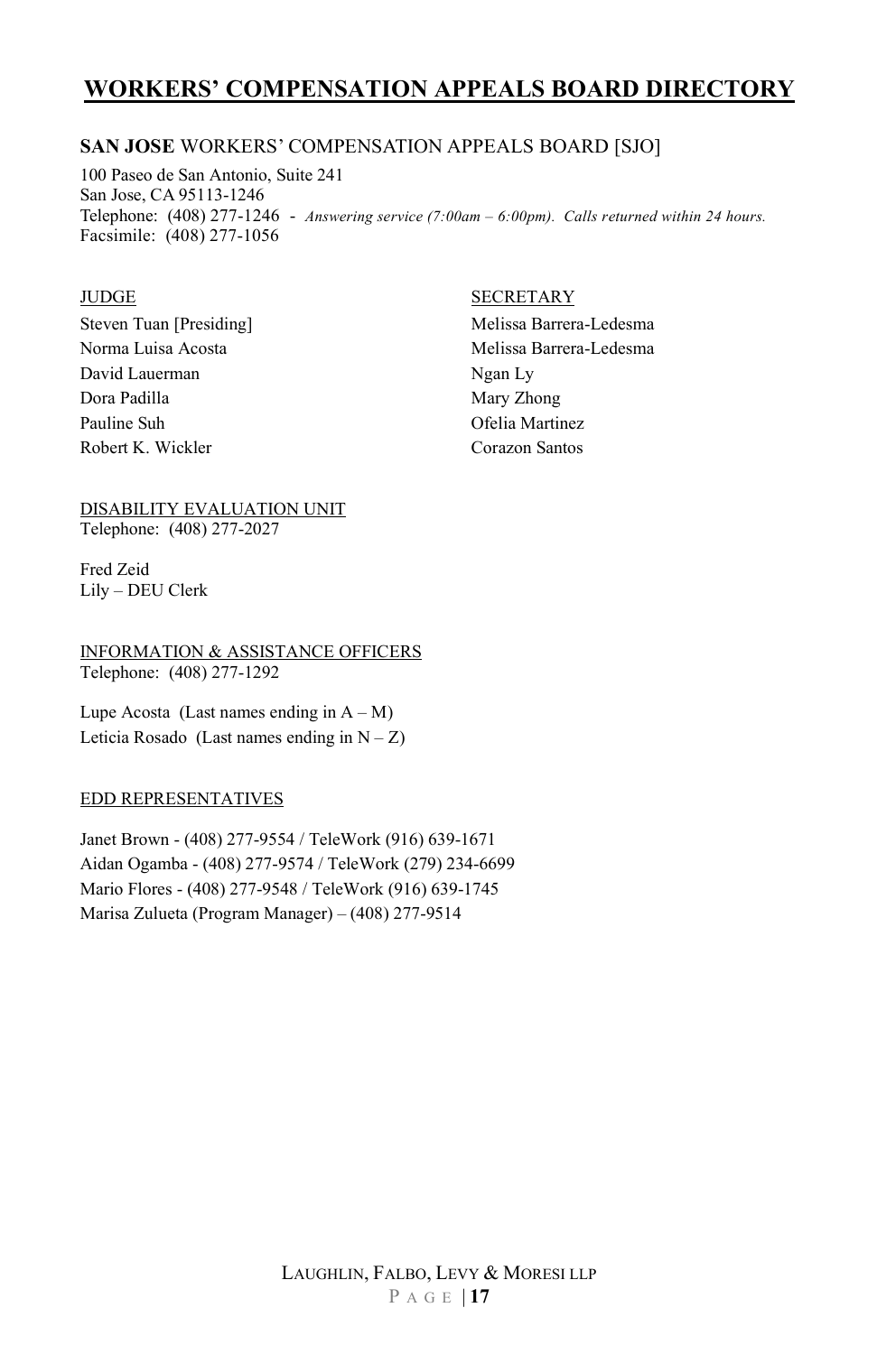# WORKERS' COMPENSATION APPEALS BOARD DIRECTORY

## **SAN JOSE** WORKERS' COMPENSATION APPEALS BOARD [SJO]

100 Paseo de San Antonio, Suite 241
San Jose, CA 95113-1246
Telephone: (408) 277-1246 - *Answering service (7:00am – 6:00pm). Calls returned within 24 hours.*
Facsimile: (408) 277-1056

| JUDGE | SECRETARY |
|---|---|
| Steven Tuan [Presiding] | Melissa Barrera-Ledesma |
| Norma Luisa Acosta | Melissa Barrera-Ledesma |
| David Lauerman | Ngan Ly |
| Dora Padilla | Mary Zhong |
| Pauline Suh | Ofelia Martinez |
| Robert K. Wickler | Corazon Santos |

DISABILITY EVALUATION UNIT
Telephone: (408) 277-2027

Fred Zeid
Lily – DEU Clerk

INFORMATION & ASSISTANCE OFFICERS
Telephone: (408) 277-1292

Lupe Acosta (Last names ending in A – M)
Leticia Rosado (Last names ending in N – Z)

EDD REPRESENTATIVES

Janet Brown - (408) 277-9554 / TeleWork (916) 639-1671
Aidan Ogamba - (408) 277-9574 / TeleWork (279) 234-6699
Mario Flores - (408) 277-9548 / TeleWork (916) 639-1745
Marisa Zulueta (Program Manager) – (408) 277-9514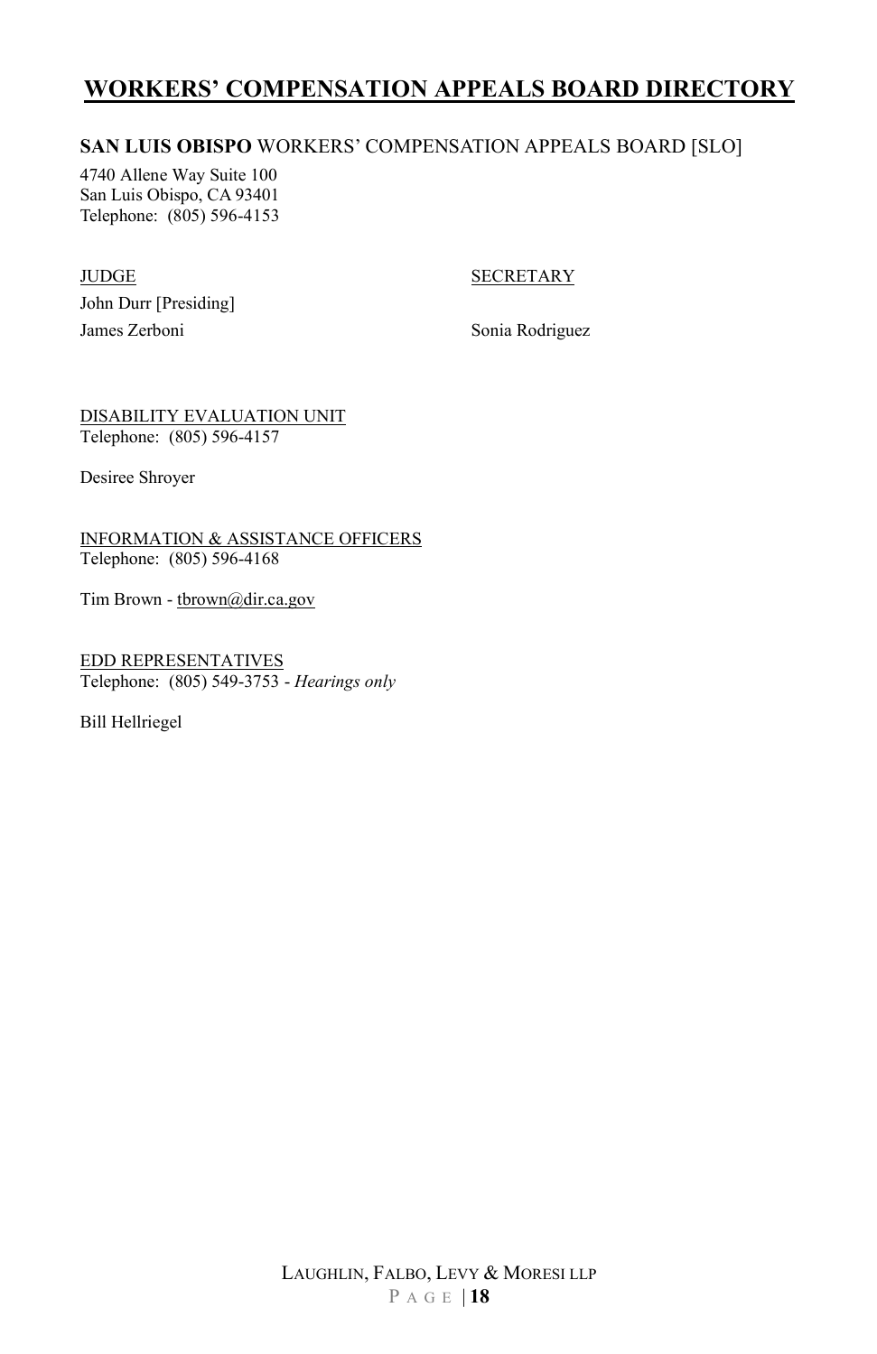# WORKERS' COMPENSATION APPEALS BOARD DIRECTORY

**SAN LUIS OBISPO** WORKERS' COMPENSATION APPEALS BOARD [SLO]

4740 Allene Way Suite 100
San Luis Obispo, CA 93401
Telephone: (805) 596-4153

| JUDGE | SECRETARY |
|---|---|
| John Durr [Presiding] | |
| James Zerboni | Sonia Rodriguez |

DISABILITY EVALUATION UNIT
Telephone: (805) 596-4157

Desiree Shroyer

INFORMATION & ASSISTANCE OFFICERS
Telephone: (805) 596-4168

Tim Brown - tbrown@dir.ca.gov

EDD REPRESENTATIVES
Telephone: (805) 549-3753 - *Hearings only*

Bill Hellriegel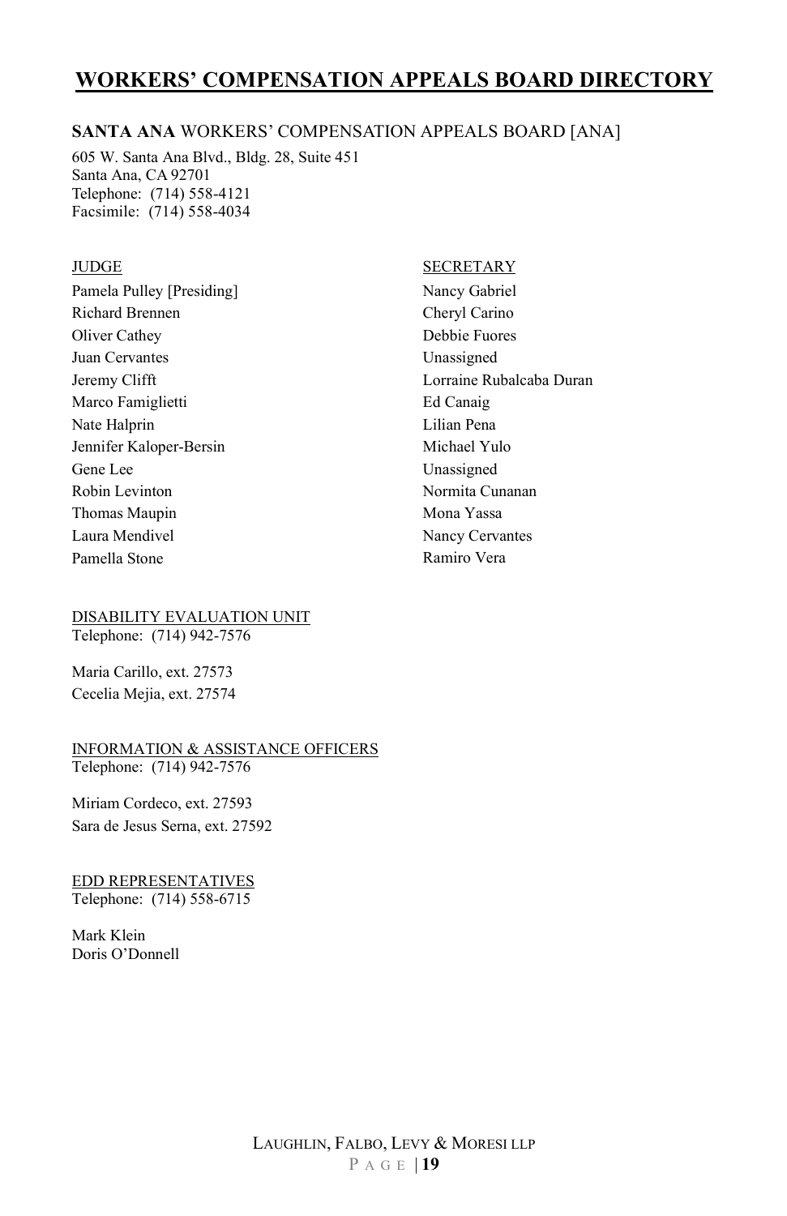# WORKERS' COMPENSATION APPEALS BOARD DIRECTORY

## **SANTA ANA** WORKERS' COMPENSATION APPEALS BOARD [ANA]

605 W. Santa Ana Blvd., Bldg. 28, Suite 451
Santa Ana, CA 92701
Telephone: (714) 558-4121
Facsimile: (714) 558-4034

| JUDGE | SECRETARY |
|---|---|
| Pamela Pulley [Presiding] | Nancy Gabriel |
| Richard Brennen | Cheryl Carino |
| Oliver Cathey | Debbie Fuores |
| Juan Cervantes | Unassigned |
| Jeremy Clifft | Lorraine Rubalcaba Duran |
| Marco Famiglietti | Ed Canaig |
| Nate Halprin | Lilian Pena |
| Jennifer Kaloper-Bersin | Michael Yulo |
| Gene Lee | Unassigned |
| Robin Levinton | Normita Cunanan |
| Thomas Maupin | Mona Yassa |
| Laura Mendivel | Nancy Cervantes |
| Pamella Stone | Ramiro Vera |

DISABILITY EVALUATION UNIT
Telephone: (714) 942-7576

Maria Carillo, ext. 27573
Cecelia Mejia, ext. 27574

INFORMATION & ASSISTANCE OFFICERS
Telephone: (714) 942-7576

Miriam Cordeco, ext. 27593
Sara de Jesus Serna, ext. 27592

EDD REPRESENTATIVES
Telephone: (714) 558-6715

Mark Klein
Doris O'Donnell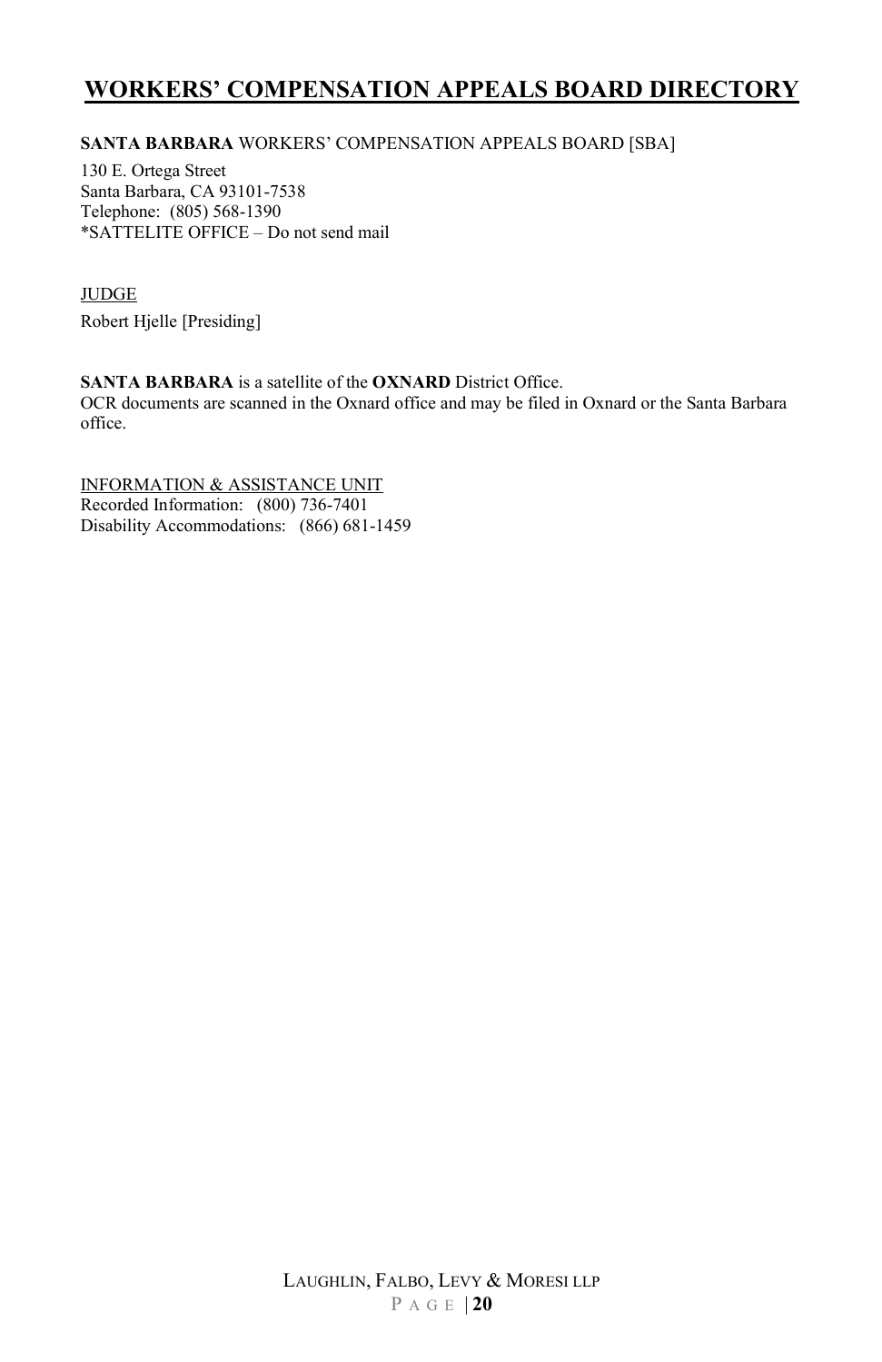# WORKERS' COMPENSATION APPEALS BOARD DIRECTORY

**SANTA BARBARA** WORKERS' COMPENSATION APPEALS BOARD [SBA]

130 E. Ortega Street
Santa Barbara, CA 93101-7538
Telephone: (805) 568-1390
*SATTELITE OFFICE – Do not send mail

JUDGE

Robert Hjelle [Presiding]

**SANTA BARBARA** is a satellite of the **OXNARD** District Office.
OCR documents are scanned in the Oxnard office and may be filed in Oxnard or the Santa Barbara office.

INFORMATION & ASSISTANCE UNIT
Recorded Information: (800) 736-7401
Disability Accommodations: (866) 681-1459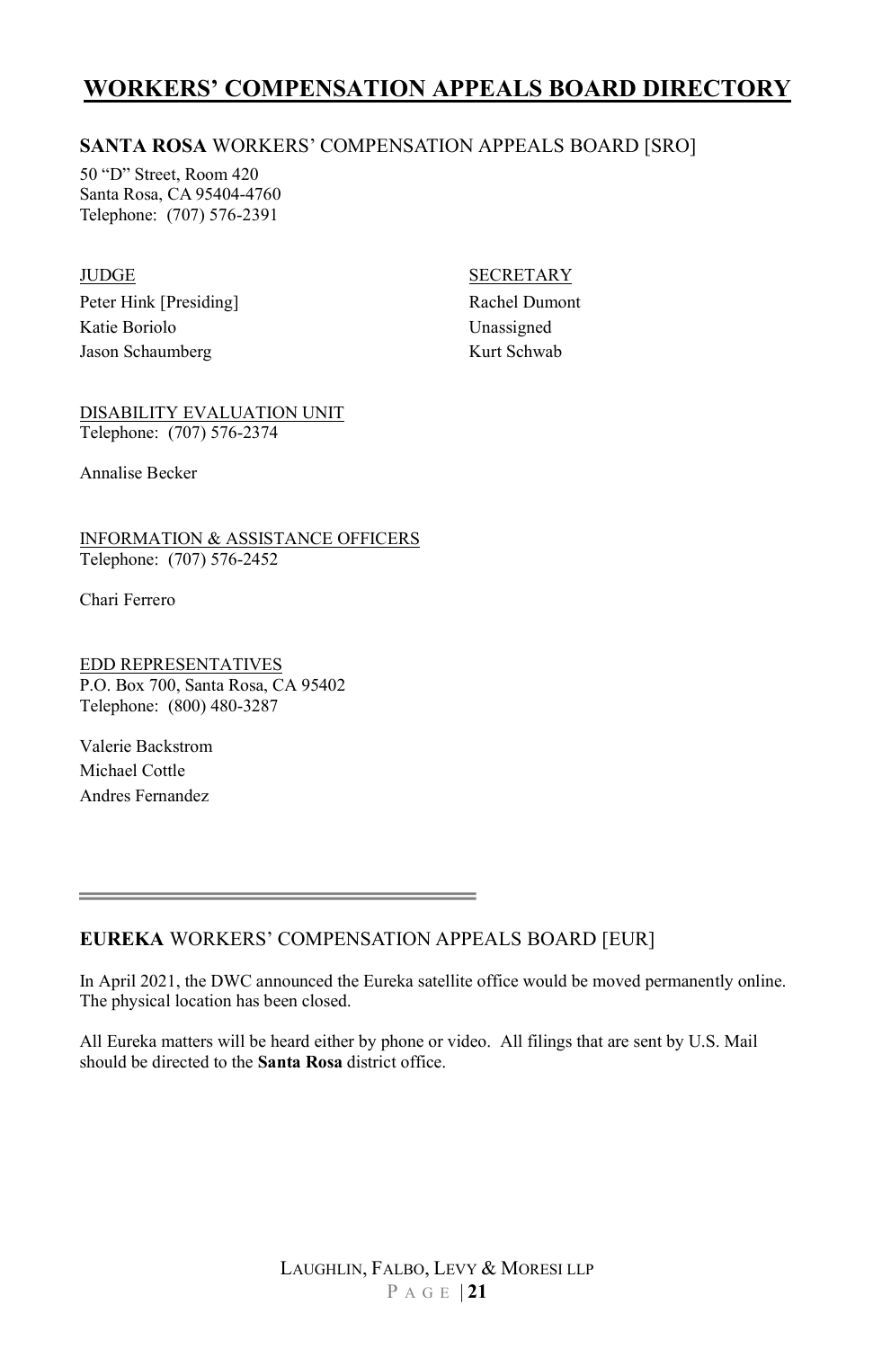# WORKERS' COMPENSATION APPEALS BOARD DIRECTORY

## **SANTA ROSA** WORKERS' COMPENSATION APPEALS BOARD [SRO]

50 "D" Street, Room 420
Santa Rosa, CA 95404-4760
Telephone: (707) 576-2391

| JUDGE | SECRETARY |
|---|---|
| Peter Hink [Presiding] | Rachel Dumont |
| Katie Boriolo | Unassigned |
| Jason Schaumberg | Kurt Schwab |

DISABILITY EVALUATION UNIT
Telephone: (707) 576-2374

Annalise Becker

INFORMATION & ASSISTANCE OFFICERS
Telephone: (707) 576-2452

Chari Ferrero

EDD REPRESENTATIVES
P.O. Box 700, Santa Rosa, CA 95402
Telephone: (800) 480-3287

Valerie Backstrom
Michael Cottle
Andres Fernandez

---

## **EUREKA** WORKERS' COMPENSATION APPEALS BOARD [EUR]

In April 2021, the DWC announced the Eureka satellite office would be moved permanently online. The physical location has been closed.

All Eureka matters will be heard either by phone or video. All filings that are sent by U.S. Mail should be directed to the **Santa Rosa** district office.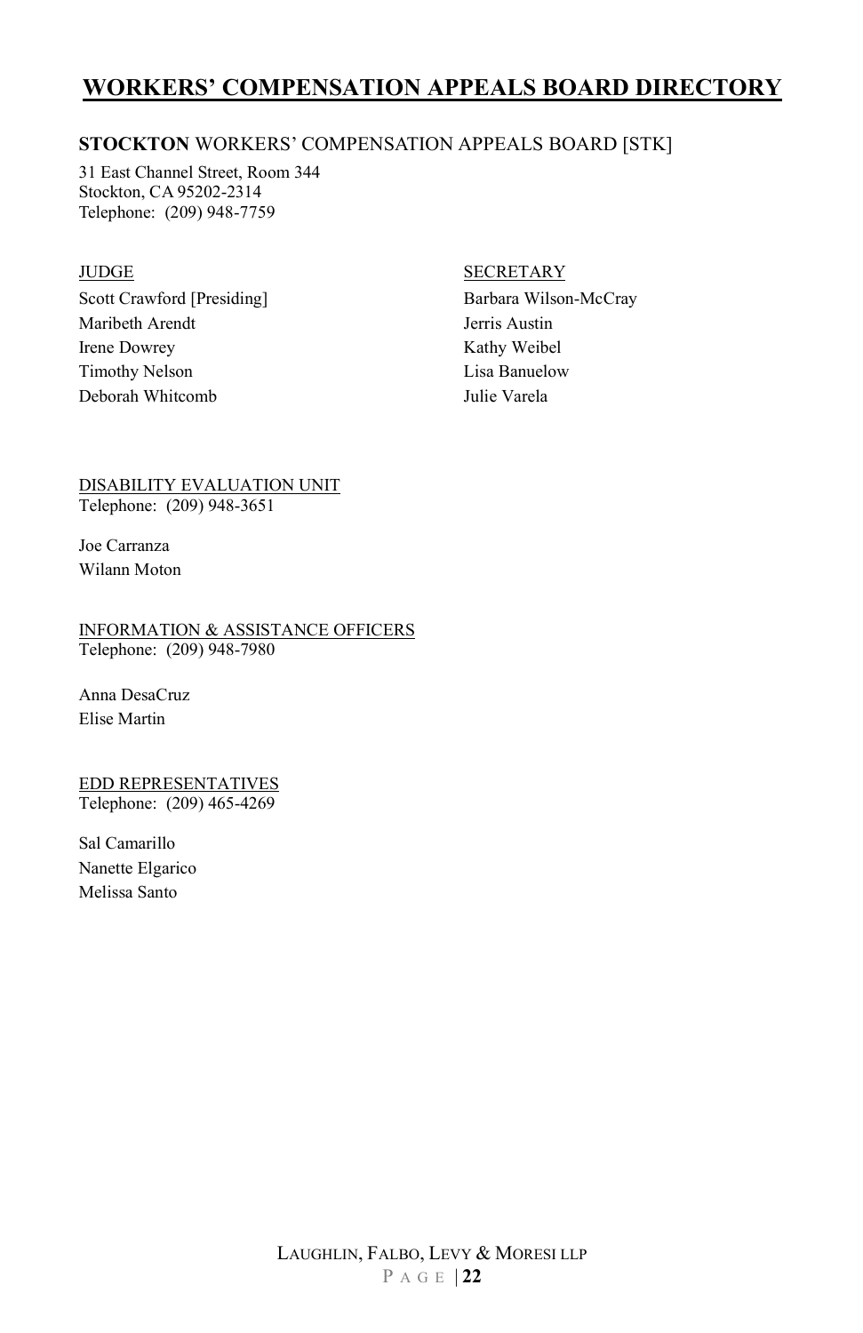# WORKERS' COMPENSATION APPEALS BOARD DIRECTORY

### **STOCKTON** WORKERS' COMPENSATION APPEALS BOARD [STK]

31 East Channel Street, Room 344
Stockton, CA 95202-2314
Telephone: (209) 948-7759

| JUDGE | SECRETARY |
| --- | --- |
| Scott Crawford [Presiding] | Barbara Wilson-McCray |
| Maribeth Arendt | Jerris Austin |
| Irene Dowrey | Kathy Weibel |
| Timothy Nelson | Lisa Banuelow |
| Deborah Whitcomb | Julie Varela |

DISABILITY EVALUATION UNIT
Telephone: (209) 948-3651

Joe Carranza
Wilann Moton

INFORMATION & ASSISTANCE OFFICERS
Telephone: (209) 948-7980

Anna DesaCruz
Elise Martin

EDD REPRESENTATIVES
Telephone: (209) 465-4269

Sal Camarillo
Nanette Elgarico
Melissa Santo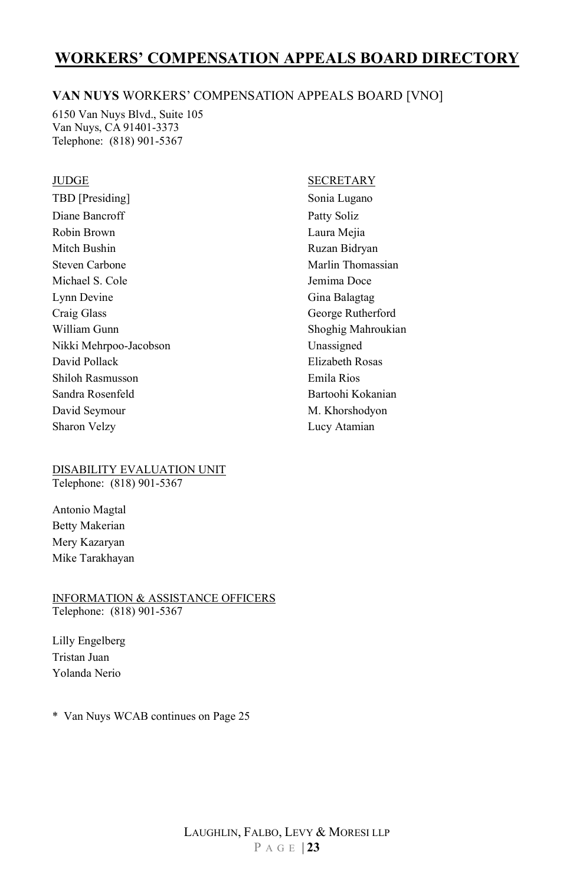# WORKERS' COMPENSATION APPEALS BOARD DIRECTORY

**VAN NUYS** WORKERS' COMPENSATION APPEALS BOARD [VNO]

6150 Van Nuys Blvd., Suite 105
Van Nuys, CA 91401-3373
Telephone: (818) 901-5367

| JUDGE | SECRETARY |
|---|---|
| TBD [Presiding] | Sonia Lugano |
| Diane Bancroff | Patty Soliz |
| Robin Brown | Laura Mejia |
| Mitch Bushin | Ruzan Bidryan |
| Steven Carbone | Marlin Thomassian |
| Michael S. Cole | Jemima Doce |
| Lynn Devine | Gina Balagtag |
| Craig Glass | George Rutherford |
| William Gunn | Shoghig Mahroukian |
| Nikki Mehrpoo-Jacobson | Unassigned |
| David Pollack | Elizabeth Rosas |
| Shiloh Rasmusson | Emila Rios |
| Sandra Rosenfeld | Bartoohi Kokanian |
| David Seymour | M. Khorshodyon |
| Sharon Velzy | Lucy Atamian |

DISABILITY EVALUATION UNIT
Telephone: (818) 901-5367

Antonio Magtal
Betty Makerian
Mery Kazaryan
Mike Tarakhayan

INFORMATION & ASSISTANCE OFFICERS
Telephone: (818) 901-5367

Lilly Engelberg
Tristan Juan
Yolanda Nerio

\* Van Nuys WCAB continues on Page 25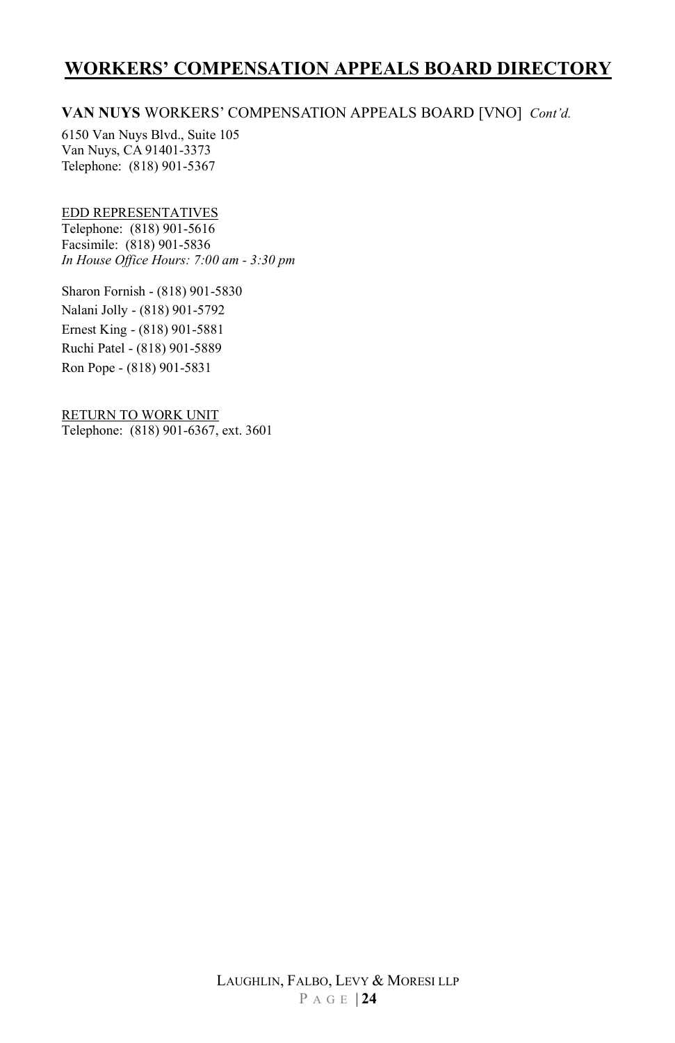# WORKERS' COMPENSATION APPEALS BOARD DIRECTORY

**VAN NUYS** WORKERS' COMPENSATION APPEALS BOARD [VNO] *Cont'd.*

6150 Van Nuys Blvd., Suite 105
Van Nuys, CA 91401-3373
Telephone: (818) 901-5367

EDD REPRESENTATIVES
Telephone: (818) 901-5616
Facsimile: (818) 901-5836
*In House Office Hours: 7:00 am - 3:30 pm*

Sharon Fornish - (818) 901-5830
Nalani Jolly - (818) 901-5792
Ernest King - (818) 901-5881
Ruchi Patel - (818) 901-5889
Ron Pope - (818) 901-5831

RETURN TO WORK UNIT
Telephone: (818) 901-6367, ext. 3601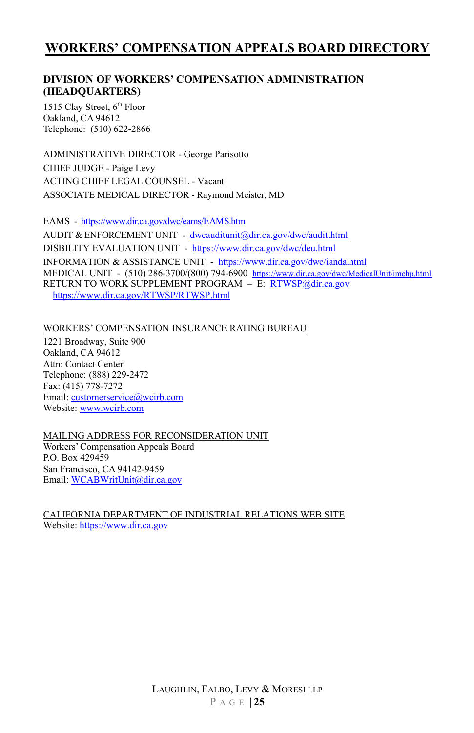# WORKERS' COMPENSATION APPEALS BOARD DIRECTORY

## DIVISION OF WORKERS' COMPENSATION ADMINISTRATION (HEADQUARTERS)

1515 Clay Street, 6th Floor
Oakland, CA 94612
Telephone: (510) 622-2866

ADMINISTRATIVE DIRECTOR - George Parisotto
CHIEF JUDGE - Paige Levy
ACTING CHIEF LEGAL COUNSEL - Vacant
ASSOCIATE MEDICAL DIRECTOR - Raymond Meister, MD

EAMS - https://www.dir.ca.gov/dwc/eams/EAMS.htm
AUDIT & ENFORCEMENT UNIT - dwcauditunit@dir.ca.gov/dwc/audit.html
DISBILITY EVALUATION UNIT - https://www.dir.ca.gov/dwc/deu.html
INFORMATION & ASSISTANCE UNIT - https://www.dir.ca.gov/dwc/ianda.html
MEDICAL UNIT - (510) 286-3700/(800) 794-6900 https://www.dir.ca.gov/dwc/MedicalUnit/imchp.html
RETURN TO WORK SUPPLEMENT PROGRAM – E: RTWSP@dir.ca.gov
https://www.dir.ca.gov/RTWSP/RTWSP.html

WORKERS' COMPENSATION INSURANCE RATING BUREAU
1221 Broadway, Suite 900
Oakland, CA 94612
Attn: Contact Center
Telephone: (888) 229-2472
Fax: (415) 778-7272
Email: customerservice@wcirb.com
Website: www.wcirb.com

MAILING ADDRESS FOR RECONSIDERATION UNIT
Workers' Compensation Appeals Board
P.O. Box 429459
San Francisco, CA 94142-9459
Email: WCABWritUnit@dir.ca.gov

CALIFORNIA DEPARTMENT OF INDUSTRIAL RELATIONS WEB SITE
Website: https://www.dir.ca.gov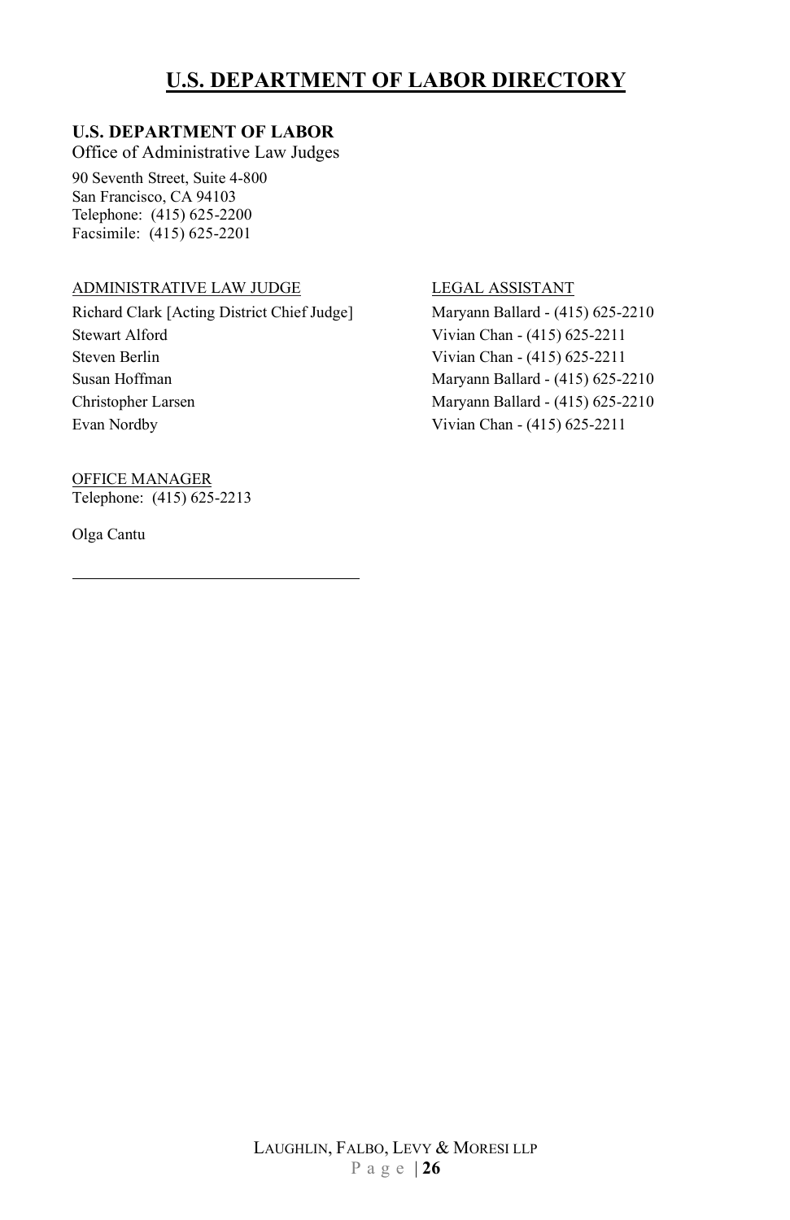# U.S. DEPARTMENT OF LABOR DIRECTORY

**U.S. DEPARTMENT OF LABOR**
Office of Administrative Law Judges

90 Seventh Street, Suite 4-800
San Francisco, CA 94103
Telephone: (415) 625-2200
Facsimile: (415) 625-2201

| ADMINISTRATIVE LAW JUDGE | LEGAL ASSISTANT |
|---|---|
| Richard Clark [Acting District Chief Judge] | Maryann Ballard - (415) 625-2210 |
| Stewart Alford | Vivian Chan - (415) 625-2211 |
| Steven Berlin | Vivian Chan - (415) 625-2211 |
| Susan Hoffman | Maryann Ballard - (415) 625-2210 |
| Christopher Larsen | Maryann Ballard - (415) 625-2210 |
| Evan Nordby | Vivian Chan - (415) 625-2211 |

OFFICE MANAGER
Telephone: (415) 625-2213

Olga Cantu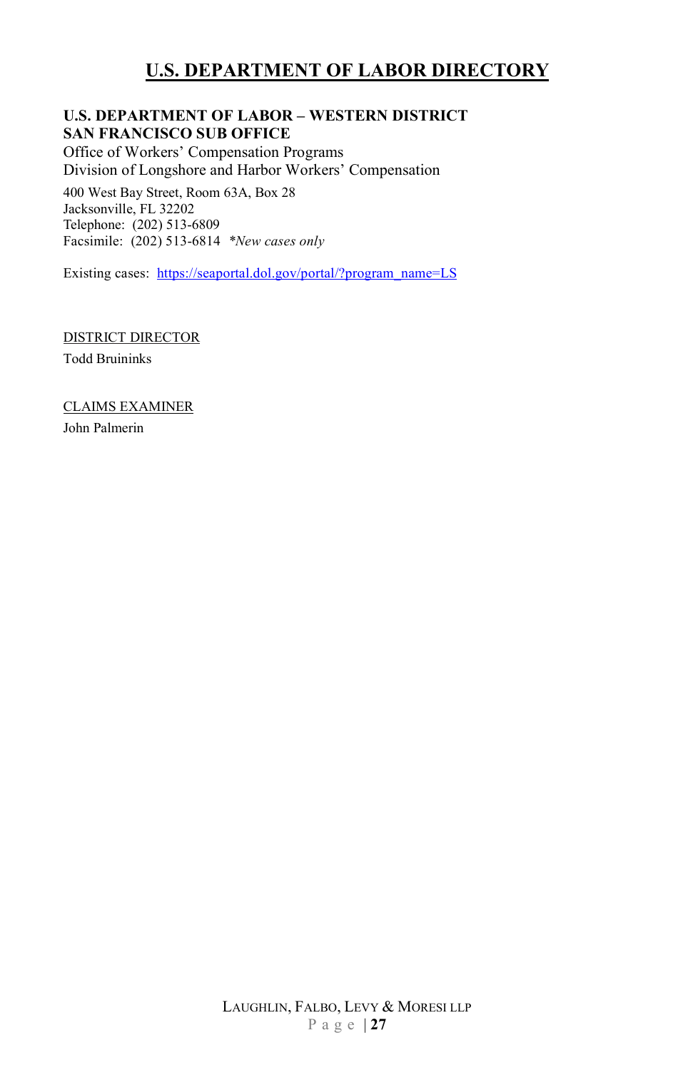# U.S. DEPARTMENT OF LABOR DIRECTORY

**U.S. DEPARTMENT OF LABOR – WESTERN DISTRICT**
**SAN FRANCISCO SUB OFFICE**
Office of Workers' Compensation Programs
Division of Longshore and Harbor Workers' Compensation

400 West Bay Street, Room 63A, Box 28
Jacksonville, FL 32202
Telephone: (202) 513-6809
Facsimile: (202) 513-6814 *\*New cases only*

Existing cases: [https://seaportal.dol.gov/portal/?program_name=LS](https://seaportal.dol.gov/portal/?program_name=LS)

DISTRICT DIRECTOR
Todd Bruininks

CLAIMS EXAMINER
John Palmerin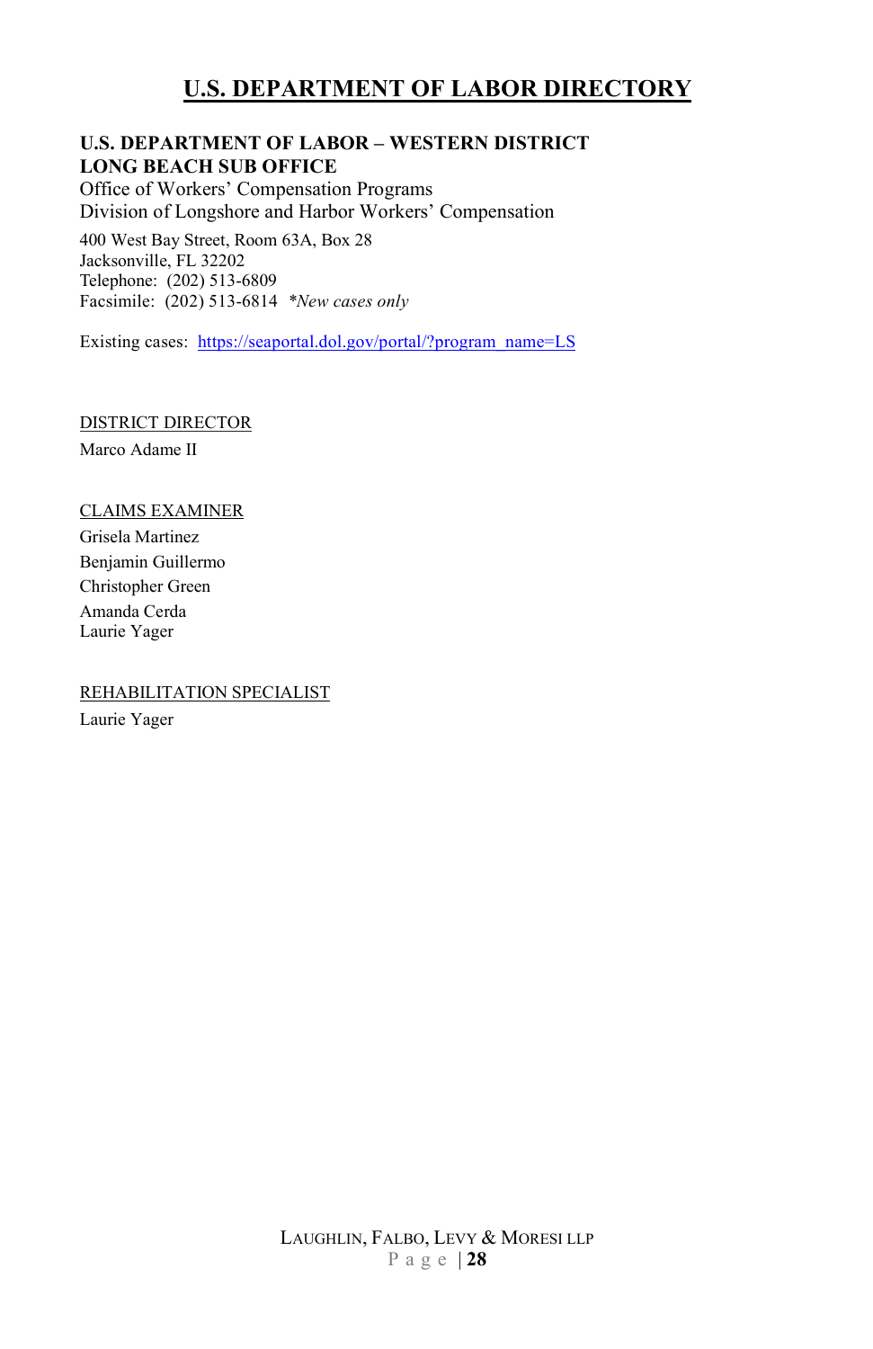# U.S. DEPARTMENT OF LABOR DIRECTORY

**U.S. DEPARTMENT OF LABOR – WESTERN DISTRICT**
**LONG BEACH SUB OFFICE**
Office of Workers' Compensation Programs
Division of Longshore and Harbor Workers' Compensation

400 West Bay Street, Room 63A, Box 28
Jacksonville, FL 32202
Telephone: (202) 513-6809
Facsimile: (202) 513-6814 *\*New cases only*

Existing cases: [https://seaportal.dol.gov/portal/?program_name=LS](https://seaportal.dol.gov/portal/?program_name=LS)

DISTRICT DIRECTOR

Marco Adame II

CLAIMS EXAMINER

Grisela Martinez
Benjamin Guillermo
Christopher Green
Amanda Cerda
Laurie Yager

REHABILITATION SPECIALIST

Laurie Yager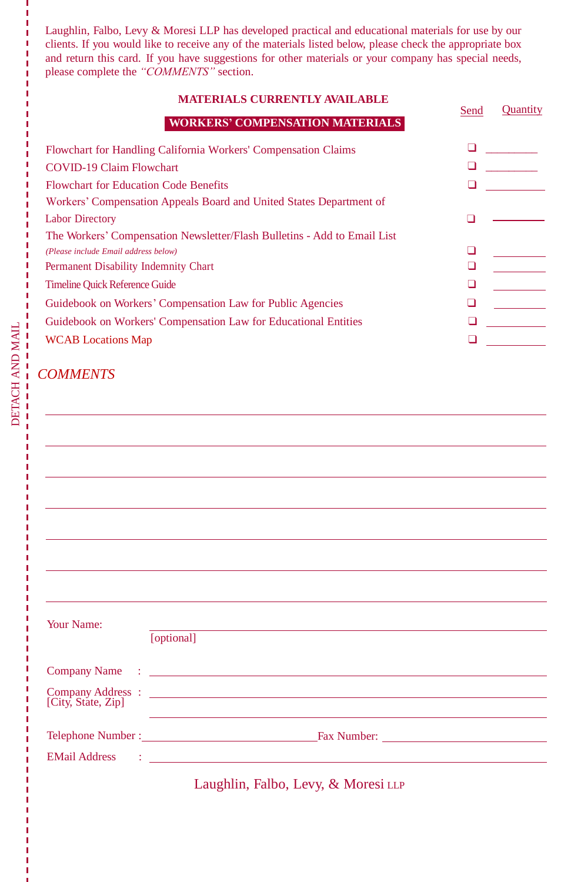Laughlin, Falbo, Levy & Moresi LLP has developed practical and educational materials for use by our clients. If you would like to receive any of the materials listed below, please check the appropriate box and return this card. If you have suggestions for other materials or your company has special needs, please complete the *"COMMENTS"* section.

**MATERIALS CURRENTLY AVAILABLE**

**WORKERS' COMPENSATION MATERIALS**

| | Send | Quantity |
|---|---|---|
| Flowchart for Handling California Workers' Compensation Claims | ❑ | ________ |
| COVID-19 Claim Flowchart | ❑ | ________ |
| Flowchart for Education Code Benefits | ❑ | ________ |
| Workers' Compensation Appeals Board and United States Department of Labor Directory | ❑ | ________ |
| The Workers' Compensation Newsletter/Flash Bulletins - Add to Email List *(Please include Email address below)* | ❑ | ________ |
| Permanent Disability Indemnity Chart | ❑ | ________ |
| Timeline Quick Reference Guide | ❑ | ________ |
| Guidebook on Workers' Compensation Law for Public Agencies | ❑ | ________ |
| Guidebook on Workers' Compensation Law for Educational Entities | ❑ | ________ |
| WCAB Locations Map | ❑ | ________ |

*COMMENTS*

________________________________________________

________________________________________________

________________________________________________

________________________________________________

________________________________________________

________________________________________________

________________________________________________

Your Name: ________________________________
[optional]

Company Name : ________________________________

Company Address : ________________________________
[City, State, Zip] ________________________________

Telephone Number : ____________________ Fax Number: ____________________

EMail Address : ________________________________

DETACH AND MAIL

Laughlin, Falbo, Levy, & Moresi LLP